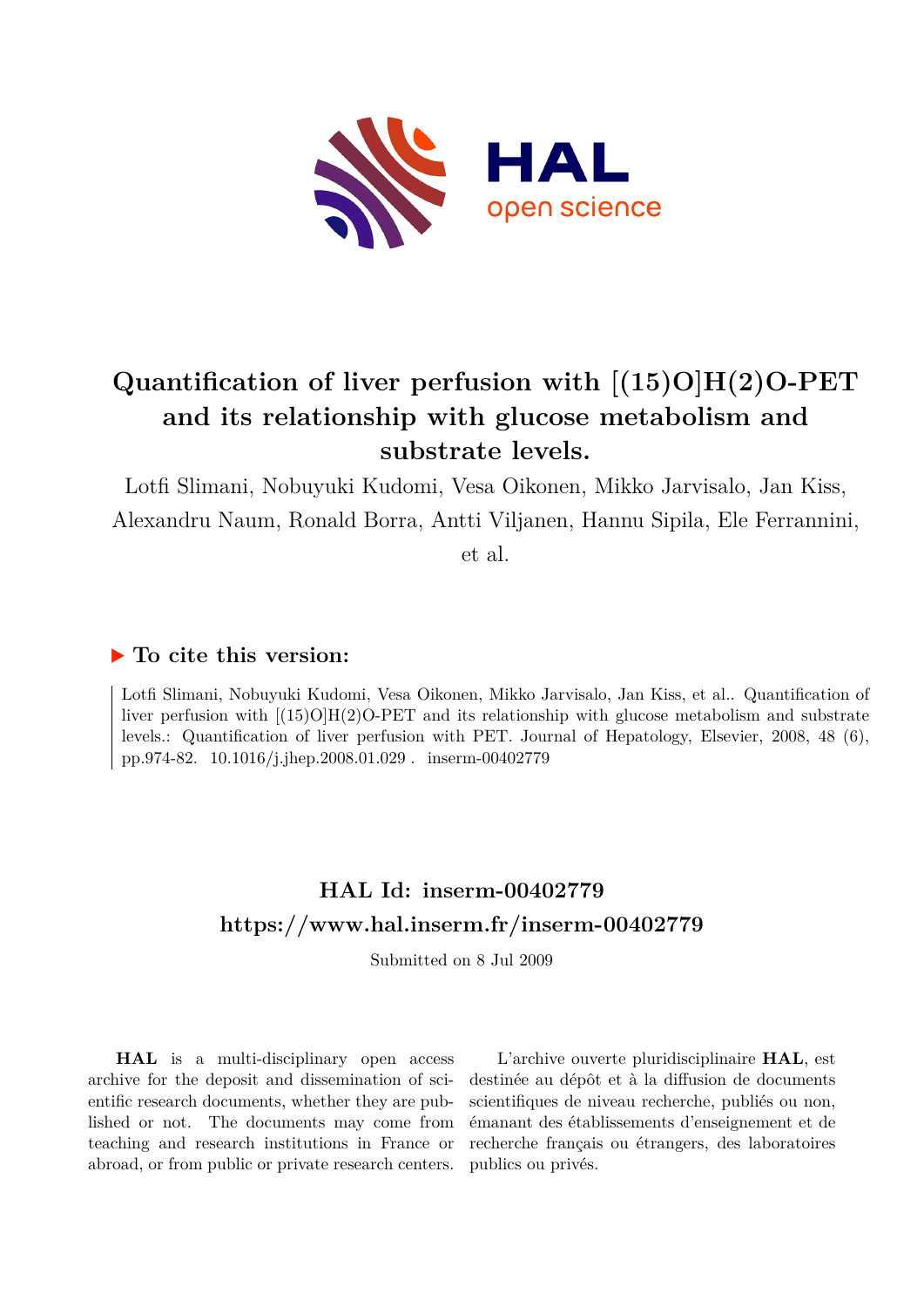# Quantification of liver perfusion with [(15)O]H(2)O-PET and its relationship with glucose metabolism and substrate levels.

Lotfi Slimani, Nobuyuki Kudomi, Vesa Oikonen, Mikko Jarvisalo, Jan Kiss, Alexandru Naum, Ronald Borra, Antti Viljanen, Hannu Sipila, Ele Ferrannini, et al.

### ▶ To cite this version:

Lotfi Slimani, Nobuyuki Kudomi, Vesa Oikonen, Mikko Jarvisalo, Jan Kiss, et al.. Quantification of liver perfusion with [(15)O]H(2)O-PET and its relationship with glucose metabolism and substrate levels.: Quantification of liver perfusion with PET. Journal of Hepatology, Elsevier, 2008, 48 (6), pp.974-82. 10.1016/j.jhep.2008.01.029 . inserm-00402779

## HAL Id: inserm-00402779
## https://www.hal.inserm.fr/inserm-00402779

Submitted on 8 Jul 2009

**HAL** is a multi-disciplinary open access archive for the deposit and dissemination of scientific research documents, whether they are published or not. The documents may come from teaching and research institutions in France or abroad, or from public or private research centers.

L'archive ouverte pluridisciplinaire **HAL**, est destinée au dépôt et à la diffusion de documents scientifiques de niveau recherche, publiés ou non, émanant des établissements d'enseignement et de recherche français ou étrangers, des laboratoires publics ou privés.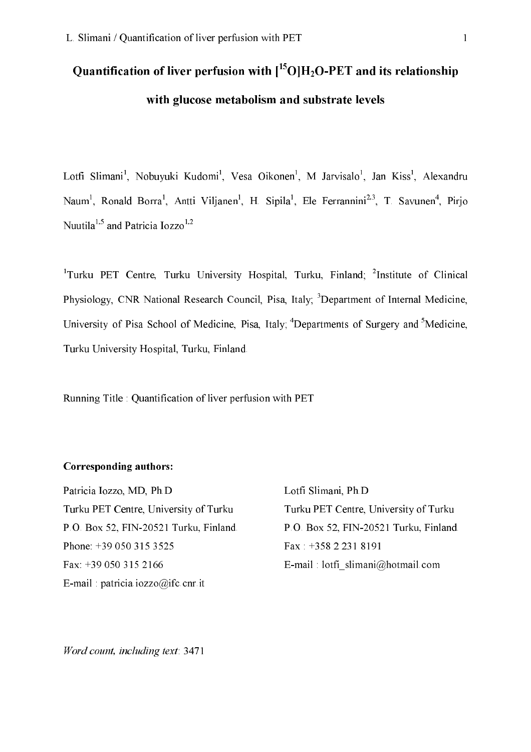# Quantification of liver perfusion with [$^{15}$O]$H_2O$-PET and its relationship with glucose metabolism and substrate levels

Lotfi Slimani[1], Nobuyuki Kudomi[1], Vesa Oikonen[1], M Jarvisalo[1], Jan Kiss[1], Alexandru Naum[1], Ronald Borra[1], Antti Viljanen[1], H. Sipila[1], Ele Ferrannini[2,3], T. Savunen[4], Pirjo Nuutila[1,5] and Patricia Iozzo[1,2]

[1]Turku PET Centre, Turku University Hospital, Turku, Finland; [2]Institute of Clinical Physiology, CNR National Research Council, Pisa, Italy; [3]Department of Internal Medicine, University of Pisa School of Medicine, Pisa, Italy; [4]Departments of Surgery and [5]Medicine, Turku University Hospital, Turku, Finland.

Running Title : Quantification of liver perfusion with PET

**Corresponding authors:**

Patricia Iozzo, MD, Ph.D
Turku PET Centre, University of Turku
P.O. Box 52, FIN-20521 Turku, Finland.
Phone: +39 050 315 3525
Fax: +39 050 315 2166
E-mail : patricia.iozzo@ifc.cnr.it

Lotfi Slimani, Ph.D
Turku PET Centre, University of Turku
P.O. Box 52, FIN-20521 Turku, Finland.
Fax : +358 2 231 8191
E-mail : lotfi_slimani@hotmail.com

*Word count, including text:* 3471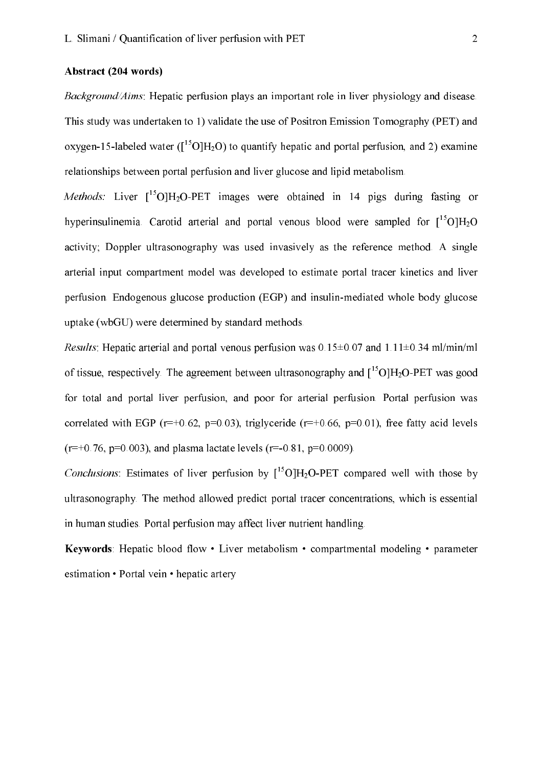**Abstract (204 words)**

*Background/Aims*: Hepatic perfusion plays an important role in liver physiology and disease. This study was undertaken to 1) validate the use of Positron Emission Tomography (PET) and oxygen-15-labeled water ($[^{15}O]H_2O$) to quantify hepatic and portal perfusion, and 2) examine relationships between portal perfusion and liver glucose and lipid metabolism.

*Methods:* Liver $[^{15}O]H_2O$-PET images were obtained in 14 pigs during fasting or hyperinsulinemia. Carotid arterial and portal venous blood were sampled for $[^{15}O]H_2O$ activity; Doppler ultrasonography was used invasively as the reference method. A single arterial input compartment model was developed to estimate portal tracer kinetics and liver perfusion. Endogenous glucose production (EGP) and insulin-mediated whole body glucose uptake (wbGU) were determined by standard methods.

*Results*: Hepatic arterial and portal venous perfusion was 0.15±0.07 and 1.11±0.34 ml/min/ml of tissue, respectively. The agreement between ultrasonography and $[^{15}O]H_2O$-PET was good for total and portal liver perfusion, and poor for arterial perfusion. Portal perfusion was correlated with EGP ($r=+0.62$, $p=0.03$), triglyceride ($r=+0.66$, $p=0.01$), free fatty acid levels ($r=+0.76$, $p=0.003$), and plasma lactate levels ($r=-0.81$, $p=0.0009$).

*Conclusions*: Estimates of liver perfusion by $[^{15}O]H_2O$-PET compared well with those by ultrasonography. The method allowed predict portal tracer concentrations, which is essential in human studies. Portal perfusion may affect liver nutrient handling.

**Keywords**: Hepatic blood flow • Liver metabolism • compartmental modeling • parameter estimation • Portal vein • hepatic artery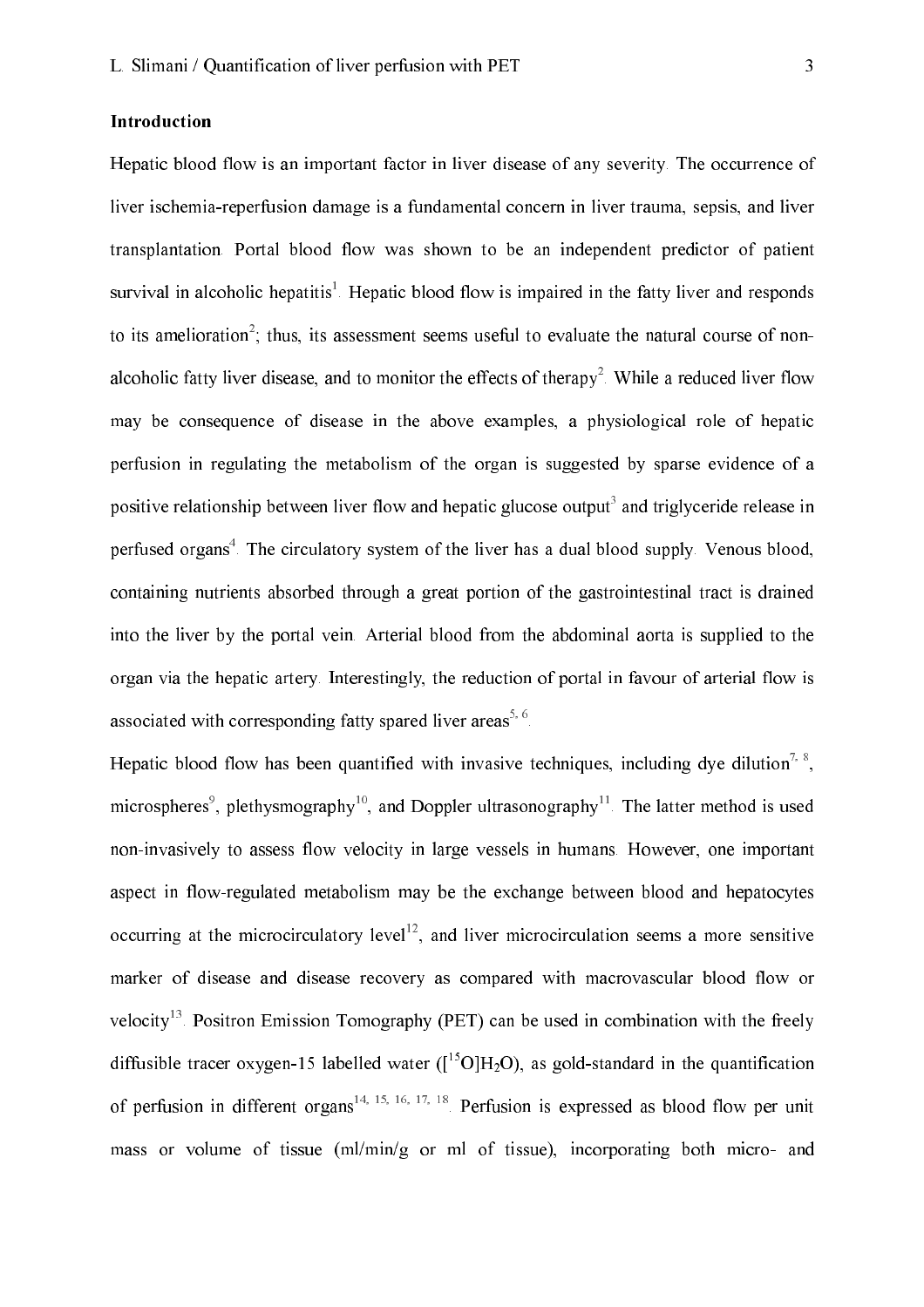## Introduction

Hepatic blood flow is an important factor in liver disease of any severity. The occurrence of liver ischemia-reperfusion damage is a fundamental concern in liver trauma, sepsis, and liver transplantation. Portal blood flow was shown to be an independent predictor of patient survival in alcoholic hepatitis[1]. Hepatic blood flow is impaired in the fatty liver and responds to its amelioration[2]; thus, its assessment seems useful to evaluate the natural course of non-alcoholic fatty liver disease, and to monitor the effects of therapy[2]. While a reduced liver flow may be consequence of disease in the above examples, a physiological role of hepatic perfusion in regulating the metabolism of the organ is suggested by sparse evidence of a positive relationship between liver flow and hepatic glucose output[3] and triglyceride release in perfused organs[4]. The circulatory system of the liver has a dual blood supply. Venous blood, containing nutrients absorbed through a great portion of the gastrointestinal tract is drained into the liver by the portal vein. Arterial blood from the abdominal aorta is supplied to the organ via the hepatic artery. Interestingly, the reduction of portal in favour of arterial flow is associated with corresponding fatty spared liver areas[5, 6].

Hepatic blood flow has been quantified with invasive techniques, including dye dilution[7, 8], microspheres[9], plethysmography[10], and Doppler ultrasonography[11]. The latter method is used non-invasively to assess flow velocity in large vessels in humans. However, one important aspect in flow-regulated metabolism may be the exchange between blood and hepatocytes occurring at the microcirculatory level[12], and liver microcirculation seems a more sensitive marker of disease and disease recovery as compared with macrovascular blood flow or velocity[13]. Positron Emission Tomography (PET) can be used in combination with the freely diffusible tracer oxygen-15 labelled water ($[^{15}O]H_2O$), as gold-standard in the quantification of perfusion in different organs[14, 15, 16, 17, 18]. Perfusion is expressed as blood flow per unit mass or volume of tissue (ml/min/g or ml of tissue), incorporating both micro- and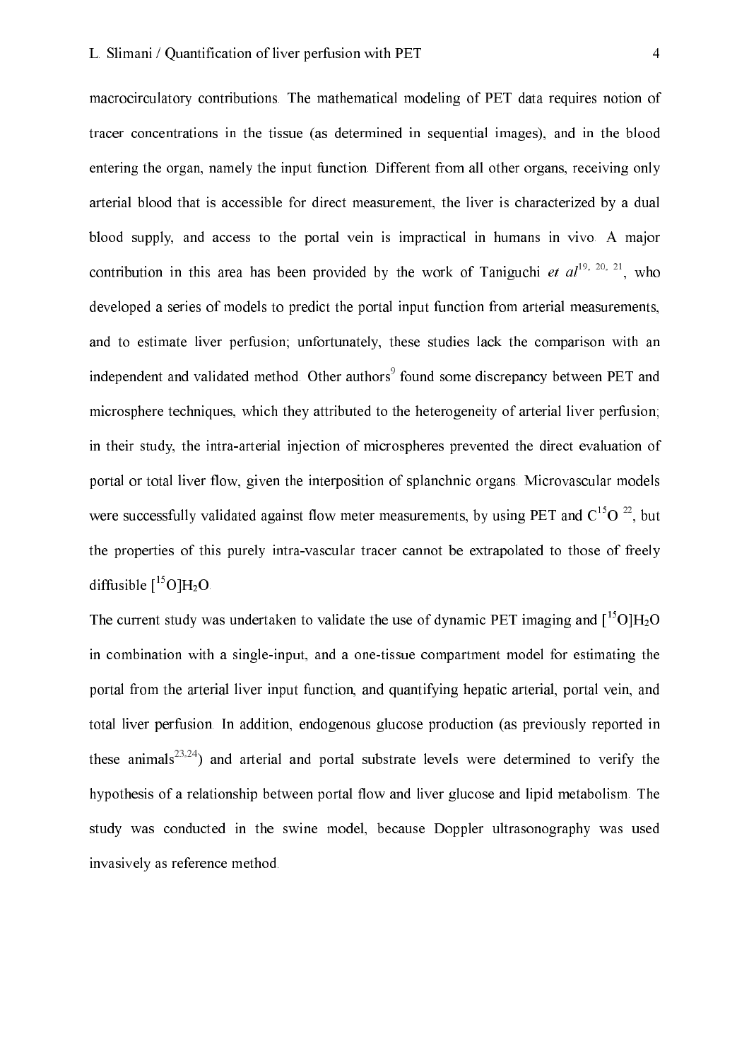macrocirculatory contributions. The mathematical modeling of PET data requires notion of tracer concentrations in the tissue (as determined in sequential images), and in the blood entering the organ, namely the input function. Different from all other organs, receiving only arterial blood that is accessible for direct measurement, the liver is characterized by a dual blood supply, and access to the portal vein is impractical in humans in vivo. A major contribution in this area has been provided by the work of Taniguchi *et al*[19, 20, 21], who developed a series of models to predict the portal input function from arterial measurements, and to estimate liver perfusion; unfortunately, these studies lack the comparison with an independent and validated method. Other authors[9] found some discrepancy between PET and microsphere techniques, which they attributed to the heterogeneity of arterial liver perfusion; in their study, the intra-arterial injection of microspheres prevented the direct evaluation of portal or total liver flow, given the interposition of splanchnic organs. Microvascular models were successfully validated against flow meter measurements, by using PET and $C^{15}O$ [22], but the properties of this purely intra-vascular tracer cannot be extrapolated to those of freely diffusible $[^{15}O]H_2O$.

The current study was undertaken to validate the use of dynamic PET imaging and $[^{15}O]H_2O$ in combination with a single-input, and a one-tissue compartment model for estimating the portal from the arterial liver input function, and quantifying hepatic arterial, portal vein, and total liver perfusion. In addition, endogenous glucose production (as previously reported in these animals[23,24]) and arterial and portal substrate levels were determined to verify the hypothesis of a relationship between portal flow and liver glucose and lipid metabolism. The study was conducted in the swine model, because Doppler ultrasonography was used invasively as reference method.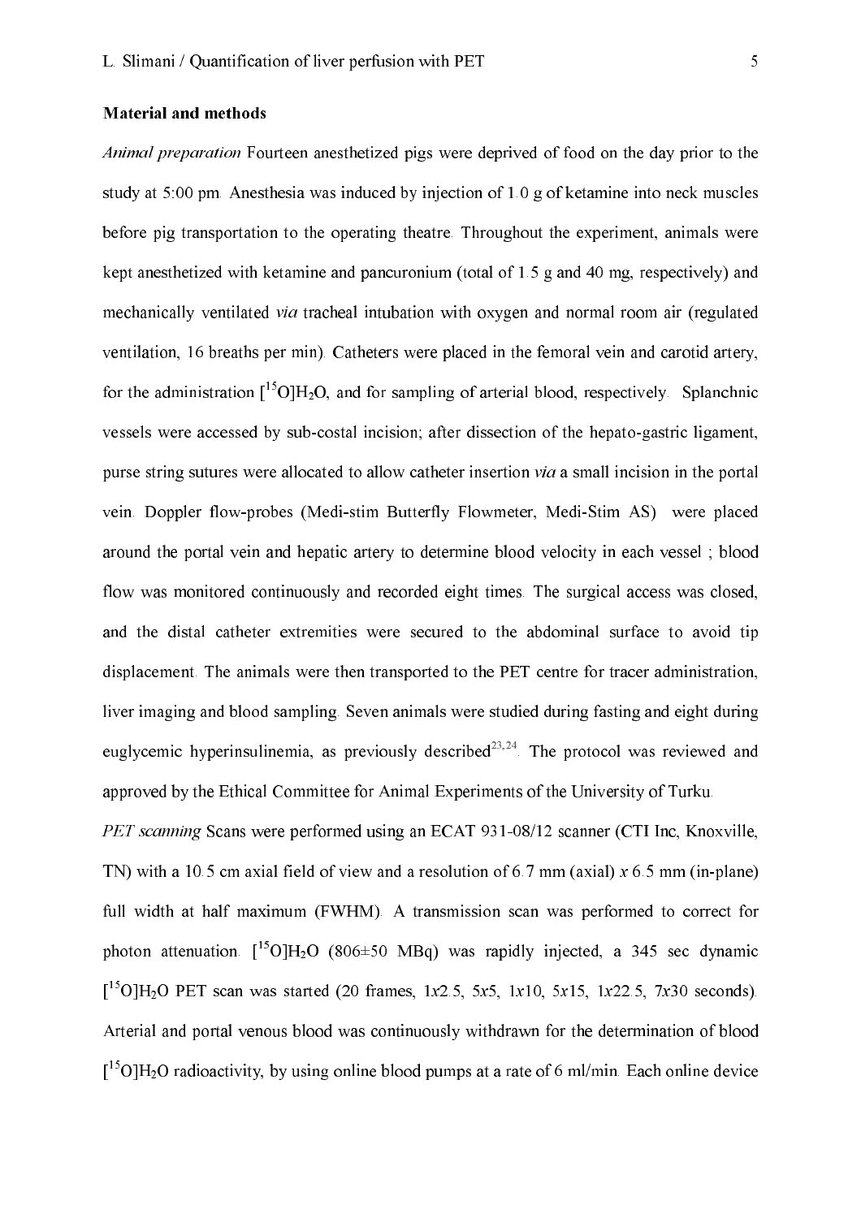**Material and methods**

*Animal preparation* Fourteen anesthetized pigs were deprived of food on the day prior to the study at 5:00 pm. Anesthesia was induced by injection of 1.0 g of ketamine into neck muscles before pig transportation to the operating theatre. Throughout the experiment, animals were kept anesthetized with ketamine and pancuronium (total of 1.5 g and 40 mg, respectively) and mechanically ventilated *via* tracheal intubation with oxygen and normal room air (regulated ventilation, 16 breaths per min). Catheters were placed in the femoral vein and carotid artery, for the administration [$^{15}$O]$H_2O$, and for sampling of arterial blood, respectively. Splanchnic vessels were accessed by sub-costal incision; after dissection of the hepato-gastric ligament, purse string sutures were allocated to allow catheter insertion *via* a small incision in the portal vein. Doppler flow-probes (Medi-stim Butterfly Flowmeter, Medi-Stim AS) were placed around the portal vein and hepatic artery to determine blood velocity in each vessel ; blood flow was monitored continuously and recorded eight times. The surgical access was closed, and the distal catheter extremities were secured to the abdominal surface to avoid tip displacement. The animals were then transported to the PET centre for tracer administration, liver imaging and blood sampling. Seven animals were studied during fasting and eight during euglycemic hyperinsulinemia, as previously described[23,24]. The protocol was reviewed and approved by the Ethical Committee for Animal Experiments of the University of Turku.

*PET scanning* Scans were performed using an ECAT 931-08/12 scanner (CTI Inc, Knoxville, TN) with a 10.5 cm axial field of view and a resolution of 6.7 mm (axial) *x* 6.5 mm (in-plane) full width at half maximum (FWHM). A transmission scan was performed to correct for photon attenuation. [$^{15}$O]$H_2O$ (806±50 MBq) was rapidly injected, a 345 sec dynamic [$^{15}$O]$H_2O$ PET scan was started (20 frames, 1*x*2.5, 5*x*5, 1*x*10, 5*x*15, 1*x*22.5, 7*x*30 seconds). Arterial and portal venous blood was continuously withdrawn for the determination of blood [$^{15}$O]$H_2O$ radioactivity, by using online blood pumps at a rate of 6 ml/min. Each online device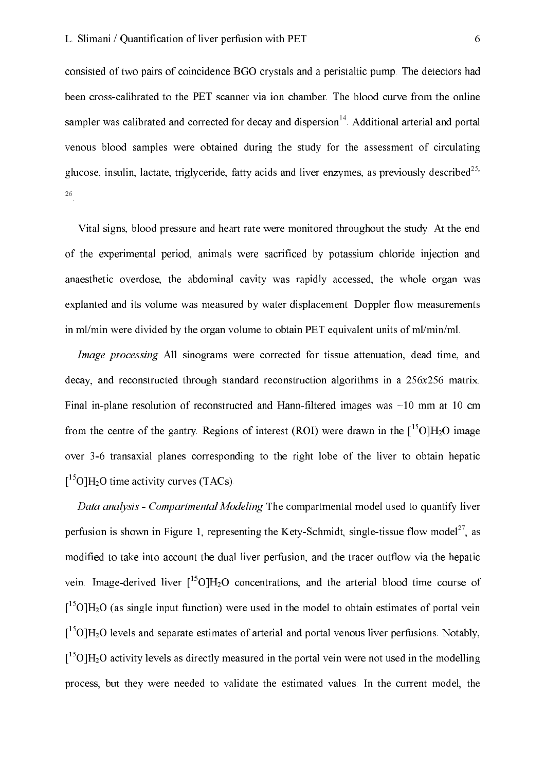consisted of two pairs of coincidence BGO crystals and a peristaltic pump. The detectors had been cross-calibrated to the PET scanner via ion chamber. The blood curve from the online sampler was calibrated and corrected for decay and dispersion[14]. Additional arterial and portal venous blood samples were obtained during the study for the assessment of circulating glucose, insulin, lactate, triglyceride, fatty acids and liver enzymes, as previously described[25,26].

Vital signs, blood pressure and heart rate were monitored throughout the study. At the end of the experimental period, animals were sacrificed by potassium chloride injection and anaesthetic overdose, the abdominal cavity was rapidly accessed, the whole organ was explanted and its volume was measured by water displacement. Doppler flow measurements in ml/min were divided by the organ volume to obtain PET equivalent units of ml/min/ml.

*Image processing* All sinograms were corrected for tissue attenuation, dead time, and decay, and reconstructed through standard reconstruction algorithms in a 256*x*256 matrix. Final in-plane resolution of reconstructed and Hann-filtered images was ~10 mm at 10 cm from the centre of the gantry. Regions of interest (ROI) were drawn in the $[^{15}O]H_2O$ image over 3-6 transaxial planes corresponding to the right lobe of the liver to obtain hepatic $[^{15}O]H_2O$ time activity curves (TACs).

*Data analysis - Compartmental Modeling* The compartmental model used to quantify liver perfusion is shown in Figure 1, representing the Kety-Schmidt, single-tissue flow model[27], as modified to take into account the dual liver perfusion, and the tracer outflow via the hepatic vein. Image-derived liver $[^{15}O]H_2O$ concentrations, and the arterial blood time course of $[^{15}O]H_2O$ (as single input function) were used in the model to obtain estimates of portal vein $[^{15}O]H_2O$ levels and separate estimates of arterial and portal venous liver perfusions. Notably, $[^{15}O]H_2O$ activity levels as directly measured in the portal vein were not used in the modelling process, but they were needed to validate the estimated values. In the current model, the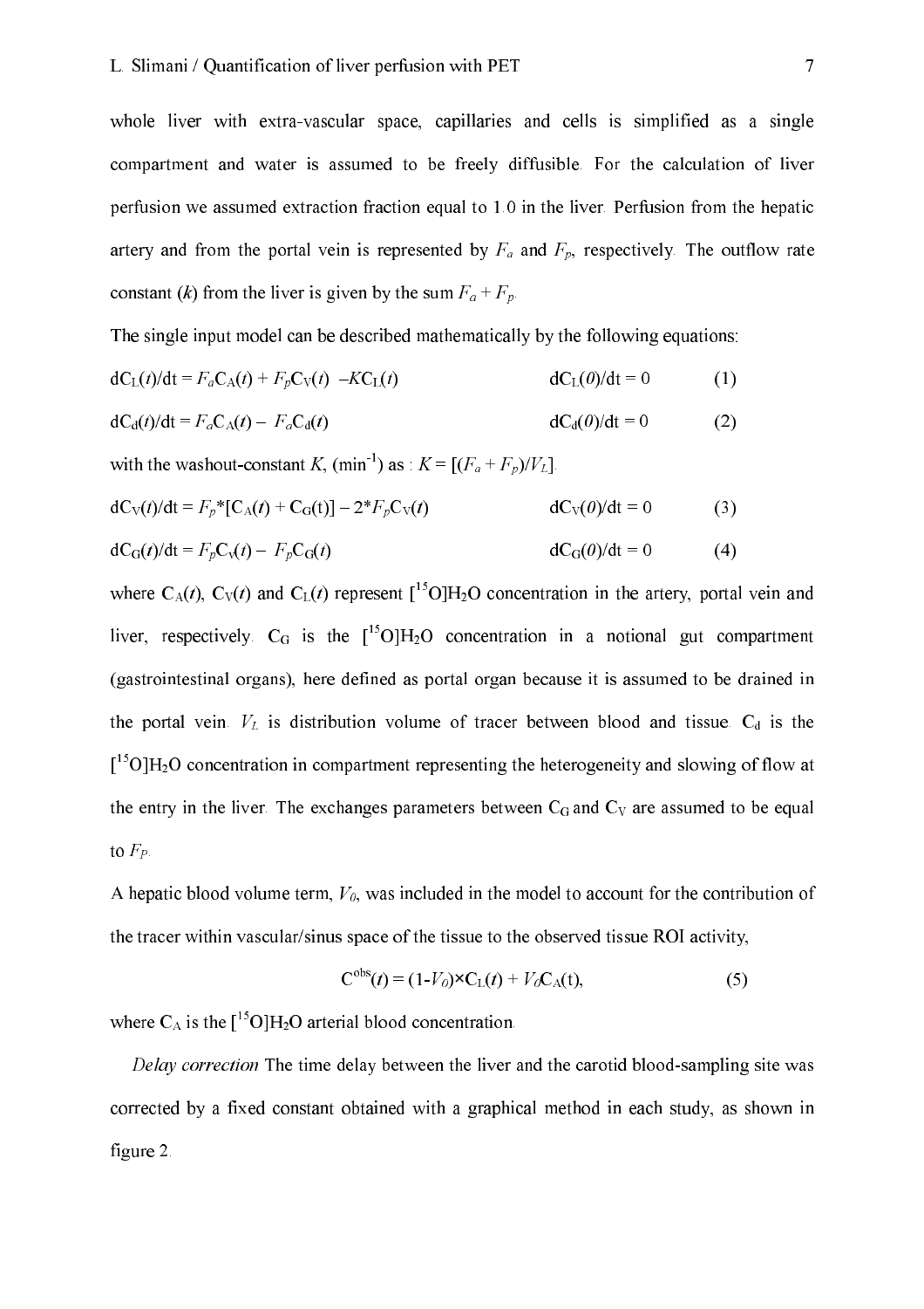whole liver with extra-vascular space, capillaries and cells is simplified as a single compartment and water is assumed to be freely diffusible. For the calculation of liver perfusion we assumed extraction fraction equal to 1.0 in the liver. Perfusion from the hepatic artery and from the portal vein is represented by $F_a$ and $F_p$, respectively. The outflow rate constant ($k$) from the liver is given by the sum $F_a + F_p$.

The single input model can be described mathematically by the following equations:

$$dC_L(t)/dt = F_a C_A(t) + F_p C_V(t) - K C_L(t) \qquad dC_L(0)/dt = 0 \qquad (1)$$

$$dC_d(t)/dt = F_a C_A(t) - F_a C_d(t) \qquad dC_d(0)/dt = 0 \qquad (2)$$

with the washout-constant $K$, ($\text{min}^{-1}$) as : $K = [(F_a + F_p)/V_L]$.

$$dC_V(t)/dt = F_p*[C_A(t) + C_G(t)] - 2*F_p C_V(t) \qquad dC_V(0)/dt = 0 \qquad (3)$$

$$dC_G(t)/dt = F_p C_V(t) - F_p C_G(t) \qquad dC_G(0)/dt = 0 \qquad (4)$$

where $C_A(t)$, $C_V(t)$ and $C_L(t)$ represent $[^{15}O]H_2O$ concentration in the artery, portal vein and liver, respectively. $C_G$ is the $[^{15}O]H_2O$ concentration in a notional gut compartment (gastrointestinal organs), here defined as portal organ because it is assumed to be drained in the portal vein. $V_L$ is distribution volume of tracer between blood and tissue. $C_d$ is the $[^{15}O]H_2O$ concentration in compartment representing the heterogeneity and slowing of flow at the entry in the liver. The exchanges parameters between $C_G$ and $C_V$ are assumed to be equal to $F_P$.

A hepatic blood volume term, $V_0$, was included in the model to account for the contribution of the tracer within vascular/sinus space of the tissue to the observed tissue ROI activity,

$$C^{obs}(t) = (1-V_0)\times C_L(t) + V_0 C_A(t), \qquad (5)$$

where $C_A$ is the $[^{15}O]H_2O$ arterial blood concentration.

*Delay correction* The time delay between the liver and the carotid blood-sampling site was corrected by a fixed constant obtained with a graphical method in each study, as shown in figure 2.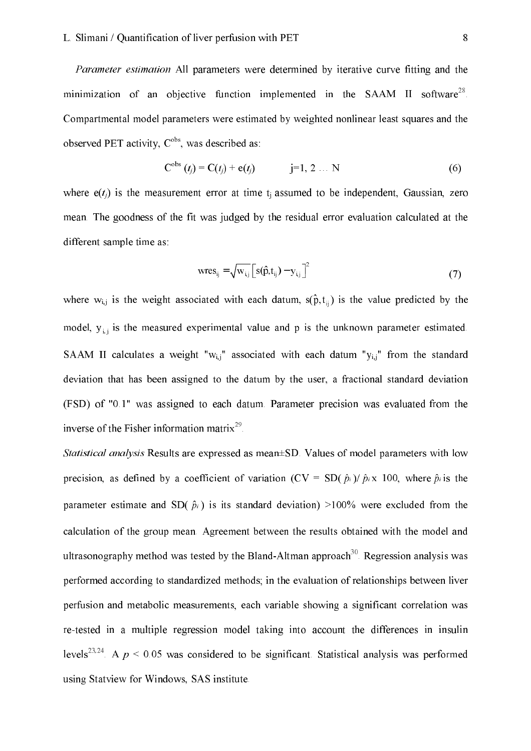*Parameter estimation* All parameters were determined by iterative curve fitting and the minimization of an objective function implemented in the SAAM II software[28]. Compartmental model parameters were estimated by weighted nonlinear least squares and the observed PET activity, $C^{obs}$, was described as:

$$C^{obs}(t_j) = C(t_j) + e(t_j) \qquad j=1, 2 \ldots N \tag{6}$$

where $e(t_j)$ is the measurement error at time $t_j$ assumed to be independent, Gaussian, zero mean. The goodness of the fit was judged by the residual error evaluation calculated at the different sample time as:

$$wres_{ij} = \sqrt{w_{i,j}}\left[s(\hat{p},t_{ij}) - y_{i,j}\right]^2 \tag{7}$$

where $w_{i,j}$ is the weight associated with each datum, $s(\hat{p},t_{ij})$ is the value predicted by the model, $y_{i,j}$ is the measured experimental value and p is the unknown parameter estimated. SAAM II calculates a weight "$w_{i,j}$" associated with each datum "$y_{i,j}$" from the standard deviation that has been assigned to the datum by the user, a fractional standard deviation (FSD) of "0.1" was assigned to each datum. Parameter precision was evaluated from the inverse of the Fisher information matrix[29].

*Statistical analysis* Results are expressed as mean±SD. Values of model parameters with low precision, as defined by a coefficient of variation ($CV = SD(\hat{p}_i)/\hat{p}_i \times 100$, where $\hat{p}_i$ is the parameter estimate and $SD(\hat{p}_i)$ is its standard deviation) >100% were excluded from the calculation of the group mean. Agreement between the results obtained with the model and ultrasonography method was tested by the Bland-Altman approach[30]. Regression analysis was performed according to standardized methods; in the evaluation of relationships between liver perfusion and metabolic measurements, each variable showing a significant correlation was re-tested in a multiple regression model taking into account the differences in insulin levels[23,24]. A $p < 0.05$ was considered to be significant. Statistical analysis was performed using Statview for Windows, SAS institute.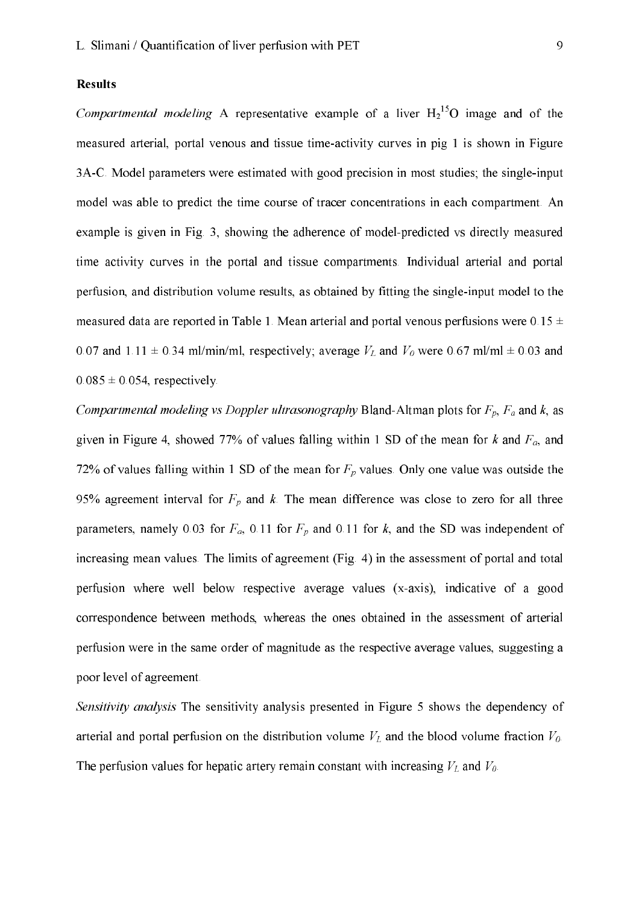**Results**

*Compartmental modeling* A representative example of a liver $H_2^{15}O$ image and of the measured arterial, portal venous and tissue time-activity curves in pig 1 is shown in Figure 3A-C. Model parameters were estimated with good precision in most studies; the single-input model was able to predict the time course of tracer concentrations in each compartment. An example is given in Fig. 3, showing the adherence of model-predicted vs directly measured time activity curves in the portal and tissue compartments. Individual arterial and portal perfusion, and distribution volume results, as obtained by fitting the single-input model to the measured data are reported in Table 1. Mean arterial and portal venous perfusions were 0.15 ± 0.07 and 1.11 ± 0.34 ml/min/ml, respectively; average $V_L$ and $V_0$ were 0.67 ml/ml ± 0.03 and 0.085 ± 0.054, respectively.

*Compartmental modeling vs Doppler ultrasonography* Bland-Altman plots for $F_p$, $F_a$ and *k*, as given in Figure 4, showed 77% of values falling within 1 SD of the mean for *k* and $F_a$, and 72% of values falling within 1 SD of the mean for $F_p$ values. Only one value was outside the 95% agreement interval for $F_p$ and *k*. The mean difference was close to zero for all three parameters, namely 0.03 for $F_a$, 0.11 for $F_p$ and 0.11 for *k*, and the SD was independent of increasing mean values. The limits of agreement (Fig. 4) in the assessment of portal and total perfusion where well below respective average values (x-axis), indicative of a good correspondence between methods, whereas the ones obtained in the assessment of arterial perfusion were in the same order of magnitude as the respective average values, suggesting a poor level of agreement.

*Sensitivity analysis* The sensitivity analysis presented in Figure 5 shows the dependency of arterial and portal perfusion on the distribution volume $V_L$ and the blood volume fraction $V_0$. The perfusion values for hepatic artery remain constant with increasing $V_L$ and $V_0$.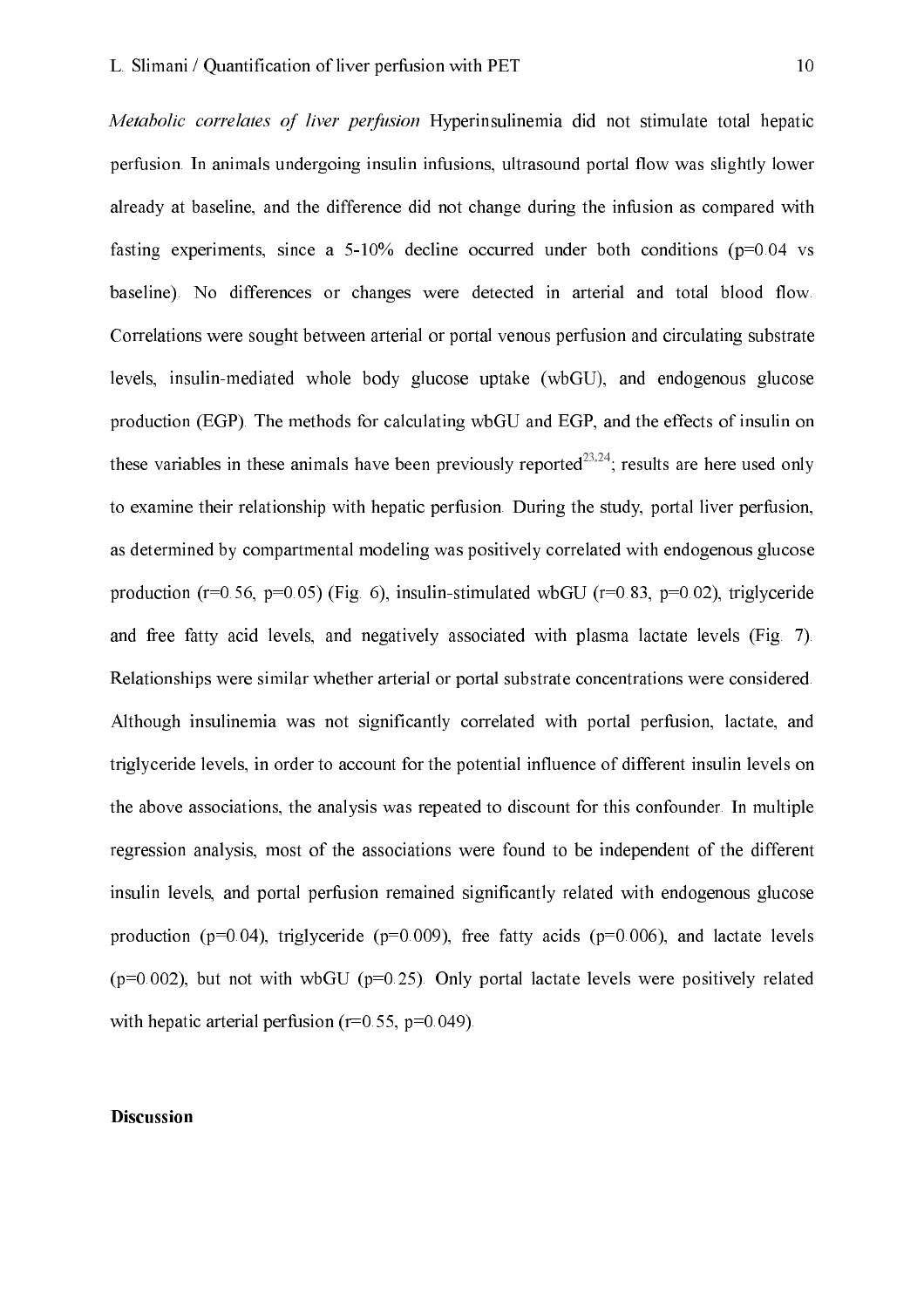*Metabolic correlates of liver perfusion* Hyperinsulinemia did not stimulate total hepatic perfusion. In animals undergoing insulin infusions, ultrasound portal flow was slightly lower already at baseline, and the difference did not change during the infusion as compared with fasting experiments, since a 5-10% decline occurred under both conditions ($p=0.04$ vs baseline). No differences or changes were detected in arterial and total blood flow. Correlations were sought between arterial or portal venous perfusion and circulating substrate levels, insulin-mediated whole body glucose uptake (wbGU), and endogenous glucose production (EGP). The methods for calculating wbGU and EGP, and the effects of insulin on these variables in these animals have been previously reported[23,24]; results are here used only to examine their relationship with hepatic perfusion. During the study, portal liver perfusion, as determined by compartmental modeling was positively correlated with endogenous glucose production ($r=0.56$, $p=0.05$) (Fig. 6), insulin-stimulated wbGU ($r=0.83$, $p=0.02$), triglyceride and free fatty acid levels, and negatively associated with plasma lactate levels (Fig. 7). Relationships were similar whether arterial or portal substrate concentrations were considered. Although insulinemia was not significantly correlated with portal perfusion, lactate, and triglyceride levels, in order to account for the potential influence of different insulin levels on the above associations, the analysis was repeated to discount for this confounder. In multiple regression analysis, most of the associations were found to be independent of the different insulin levels, and portal perfusion remained significantly related with endogenous glucose production ($p=0.04$), triglyceride ($p=0.009$), free fatty acids ($p=0.006$), and lactate levels ($p=0.002$), but not with wbGU ($p=0.25$). Only portal lactate levels were positively related with hepatic arterial perfusion ($r=0.55$, $p=0.049$).

## Discussion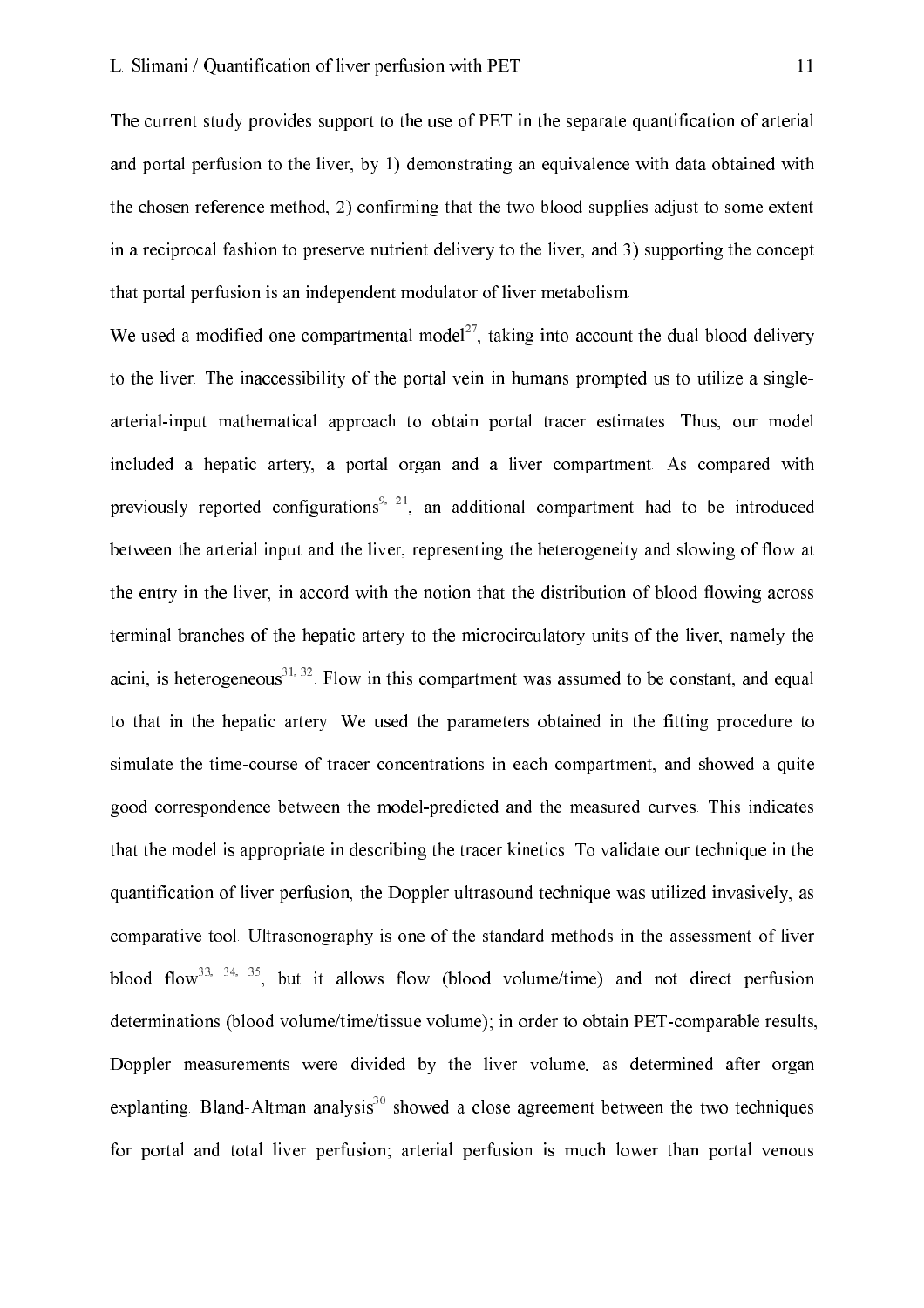The current study provides support to the use of PET in the separate quantification of arterial and portal perfusion to the liver, by 1) demonstrating an equivalence with data obtained with the chosen reference method, 2) confirming that the two blood supplies adjust to some extent in a reciprocal fashion to preserve nutrient delivery to the liver, and 3) supporting the concept that portal perfusion is an independent modulator of liver metabolism.

We used a modified one compartmental model[27], taking into account the dual blood delivery to the liver. The inaccessibility of the portal vein in humans prompted us to utilize a single-arterial-input mathematical approach to obtain portal tracer estimates. Thus, our model included a hepatic artery, a portal organ and a liver compartment. As compared with previously reported configurations[9, 21], an additional compartment had to be introduced between the arterial input and the liver, representing the heterogeneity and slowing of flow at the entry in the liver, in accord with the notion that the distribution of blood flowing across terminal branches of the hepatic artery to the microcirculatory units of the liver, namely the acini, is heterogeneous[31, 32]. Flow in this compartment was assumed to be constant, and equal to that in the hepatic artery. We used the parameters obtained in the fitting procedure to simulate the time-course of tracer concentrations in each compartment, and showed a quite good correspondence between the model-predicted and the measured curves. This indicates that the model is appropriate in describing the tracer kinetics. To validate our technique in the quantification of liver perfusion, the Doppler ultrasound technique was utilized invasively, as comparative tool. Ultrasonography is one of the standard methods in the assessment of liver blood flow[33, 34, 35], but it allows flow (blood volume/time) and not direct perfusion determinations (blood volume/time/tissue volume); in order to obtain PET-comparable results, Doppler measurements were divided by the liver volume, as determined after organ explanting. Bland-Altman analysis[30] showed a close agreement between the two techniques for portal and total liver perfusion; arterial perfusion is much lower than portal venous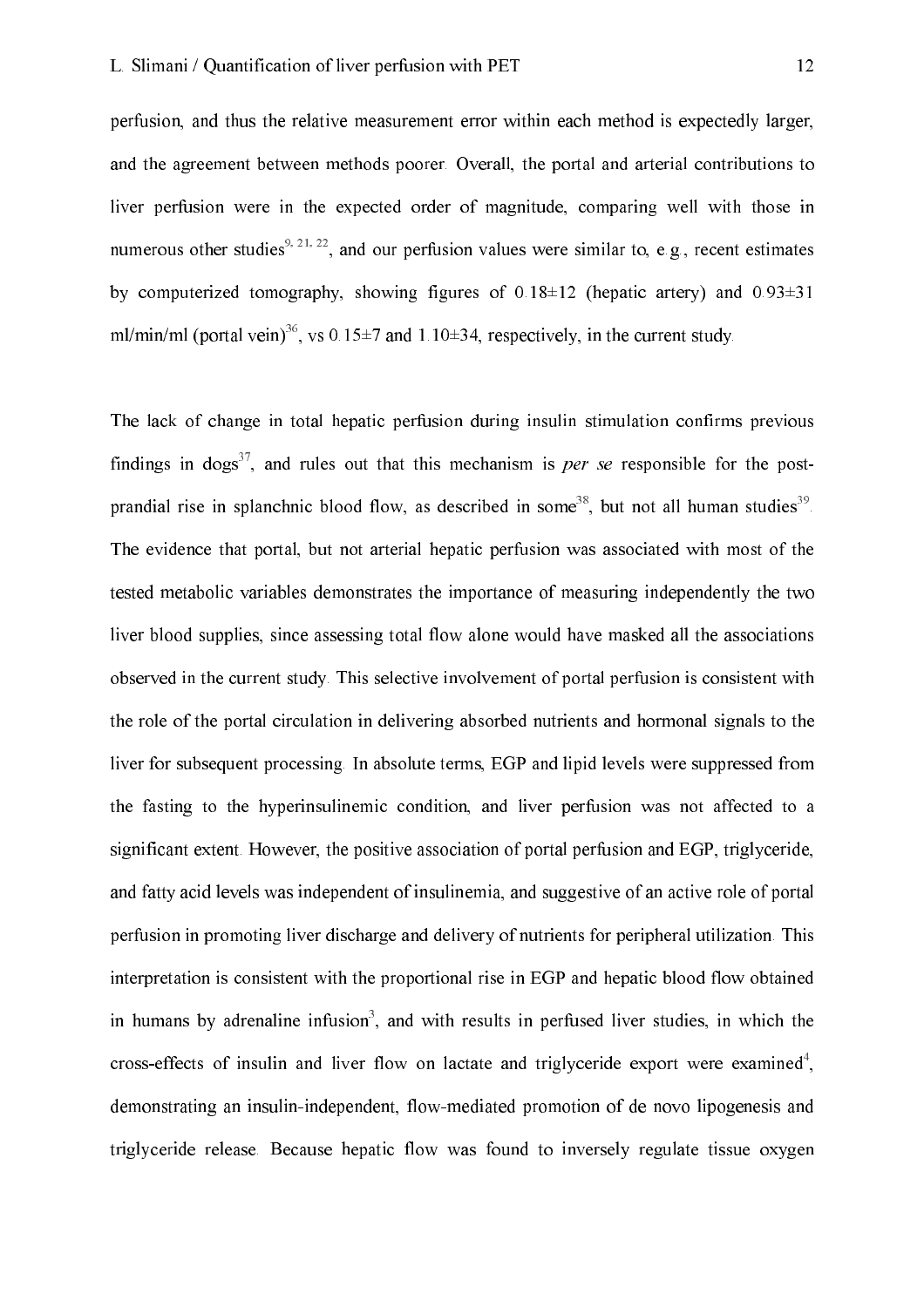perfusion, and thus the relative measurement error within each method is expectedly larger, and the agreement between methods poorer. Overall, the portal and arterial contributions to liver perfusion were in the expected order of magnitude, comparing well with those in numerous other studies[9, 21, 22], and our perfusion values were similar to, e.g., recent estimates by computerized tomography, showing figures of 0.18±12 (hepatic artery) and 0.93±31 ml/min/ml (portal vein)[36], vs 0.15±7 and 1.10±34, respectively, in the current study.

The lack of change in total hepatic perfusion during insulin stimulation confirms previous findings in dogs[37], and rules out that this mechanism is *per se* responsible for the post-prandial rise in splanchnic blood flow, as described in some[38], but not all human studies[39]. The evidence that portal, but not arterial hepatic perfusion was associated with most of the tested metabolic variables demonstrates the importance of measuring independently the two liver blood supplies, since assessing total flow alone would have masked all the associations observed in the current study. This selective involvement of portal perfusion is consistent with the role of the portal circulation in delivering absorbed nutrients and hormonal signals to the liver for subsequent processing. In absolute terms, EGP and lipid levels were suppressed from the fasting to the hyperinsulinemic condition, and liver perfusion was not affected to a significant extent. However, the positive association of portal perfusion and EGP, triglyceride, and fatty acid levels was independent of insulinemia, and suggestive of an active role of portal perfusion in promoting liver discharge and delivery of nutrients for peripheral utilization. This interpretation is consistent with the proportional rise in EGP and hepatic blood flow obtained in humans by adrenaline infusion[3], and with results in perfused liver studies, in which the cross-effects of insulin and liver flow on lactate and triglyceride export were examined[4], demonstrating an insulin-independent, flow-mediated promotion of de novo lipogenesis and triglyceride release. Because hepatic flow was found to inversely regulate tissue oxygen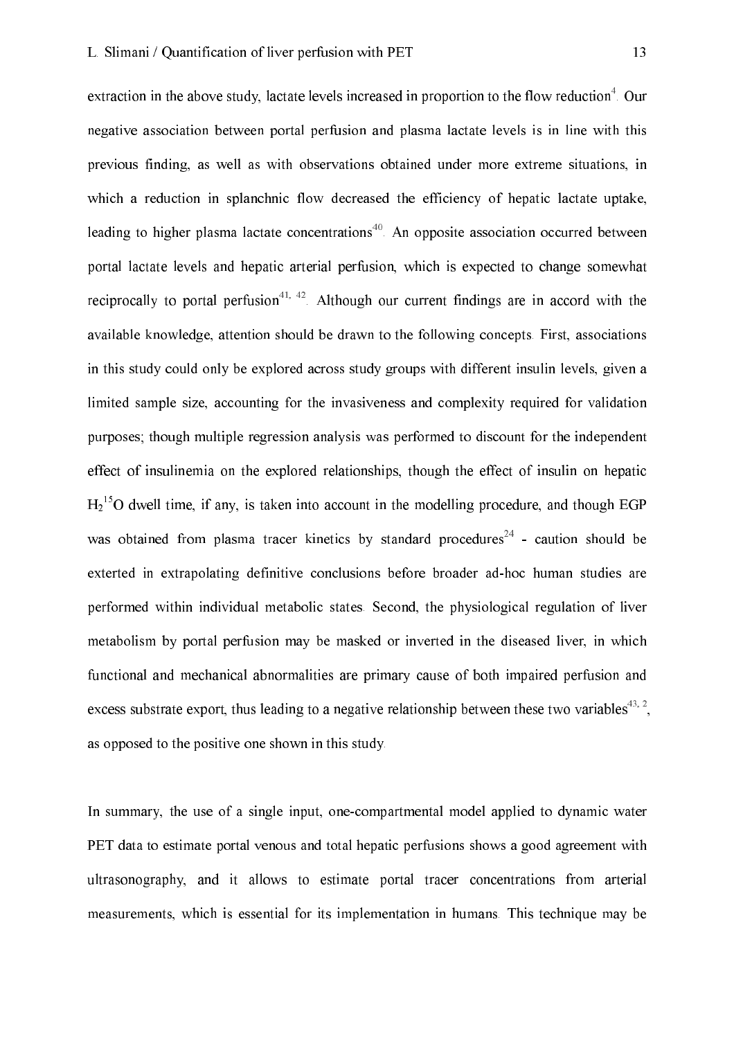extraction in the above study, lactate levels increased in proportion to the flow reduction[4]. Our negative association between portal perfusion and plasma lactate levels is in line with this previous finding, as well as with observations obtained under more extreme situations, in which a reduction in splanchnic flow decreased the efficiency of hepatic lactate uptake, leading to higher plasma lactate concentrations[40]. An opposite association occurred between portal lactate levels and hepatic arterial perfusion, which is expected to change somewhat reciprocally to portal perfusion[41, 42]. Although our current findings are in accord with the available knowledge, attention should be drawn to the following concepts. First, associations in this study could only be explored across study groups with different insulin levels, given a limited sample size, accounting for the invasiveness and complexity required for validation purposes; though multiple regression analysis was performed to discount for the independent effect of insulinemia on the explored relationships, though the effect of insulin on hepatic $H_2^{15}O$ dwell time, if any, is taken into account in the modelling procedure, and though EGP was obtained from plasma tracer kinetics by standard procedures[24] - caution should be exterted in extrapolating definitive conclusions before broader ad-hoc human studies are performed within individual metabolic states. Second, the physiological regulation of liver metabolism by portal perfusion may be masked or inverted in the diseased liver, in which functional and mechanical abnormalities are primary cause of both impaired perfusion and excess substrate export, thus leading to a negative relationship between these two variables[43, 2], as opposed to the positive one shown in this study.

In summary, the use of a single input, one-compartmental model applied to dynamic water PET data to estimate portal venous and total hepatic perfusions shows a good agreement with ultrasonography, and it allows to estimate portal tracer concentrations from arterial measurements, which is essential for its implementation in humans. This technique may be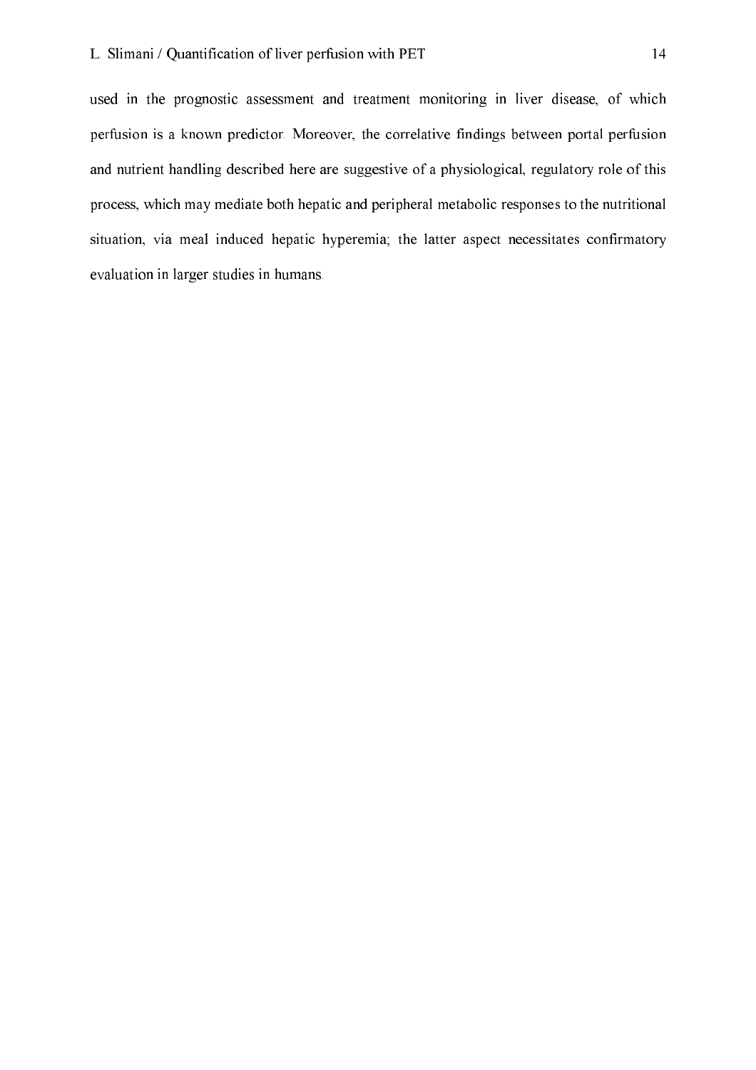used in the prognostic assessment and treatment monitoring in liver disease, of which perfusion is a known predictor. Moreover, the correlative findings between portal perfusion and nutrient handling described here are suggestive of a physiological, regulatory role of this process, which may mediate both hepatic and peripheral metabolic responses to the nutritional situation, via meal induced hepatic hyperemia; the latter aspect necessitates confirmatory evaluation in larger studies in humans.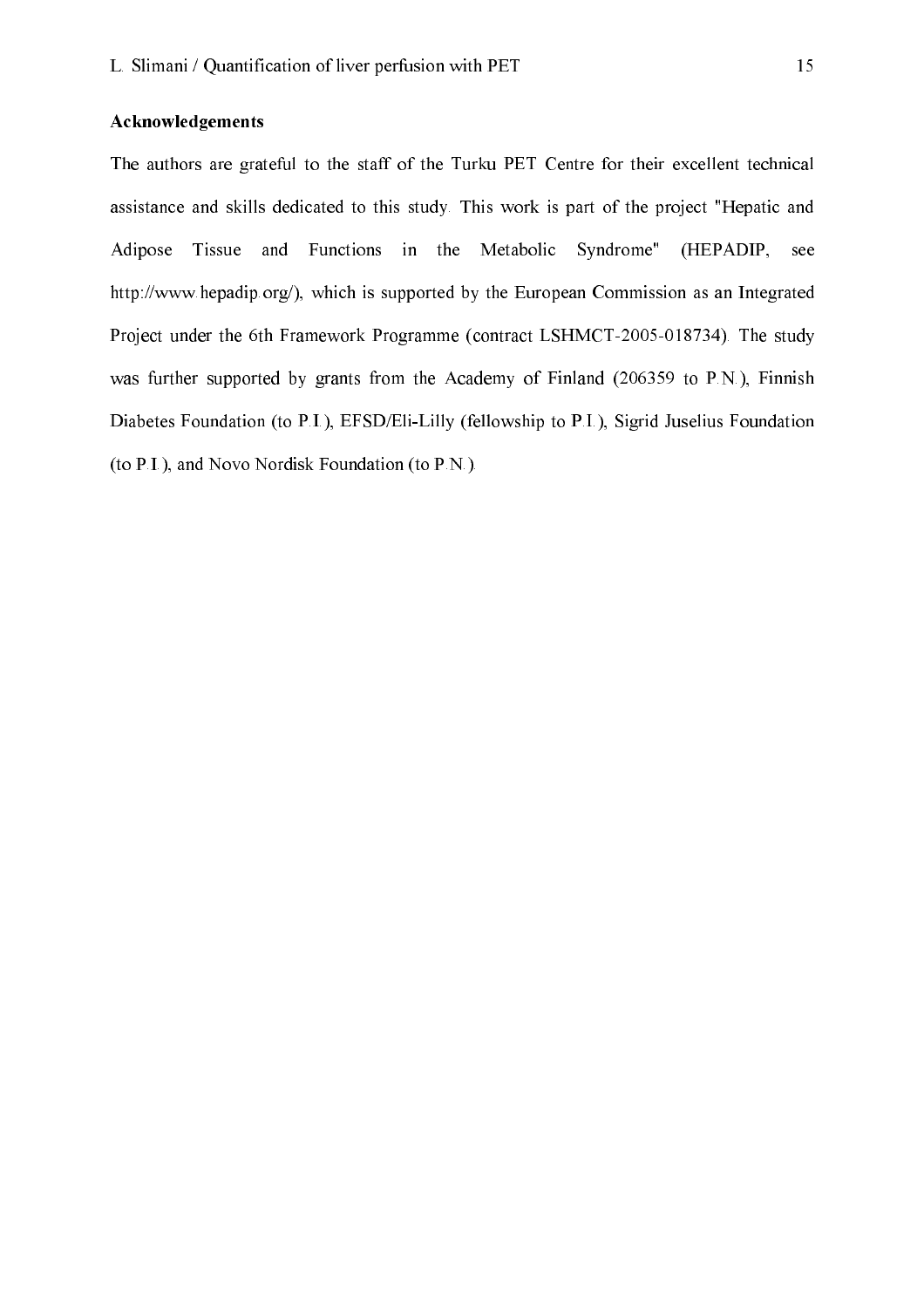## Acknowledgements

The authors are grateful to the staff of the Turku PET Centre for their excellent technical assistance and skills dedicated to this study. This work is part of the project "Hepatic and Adipose Tissue and Functions in the Metabolic Syndrome" (HEPADIP, see http://www.hepadip.org/), which is supported by the European Commission as an Integrated Project under the 6th Framework Programme (contract LSHMCT-2005-018734). The study was further supported by grants from the Academy of Finland (206359 to P.N.), Finnish Diabetes Foundation (to P.I.), EFSD/Eli-Lilly (fellowship to P.I.), Sigrid Juselius Foundation (to P.I.), and Novo Nordisk Foundation (to P.N.).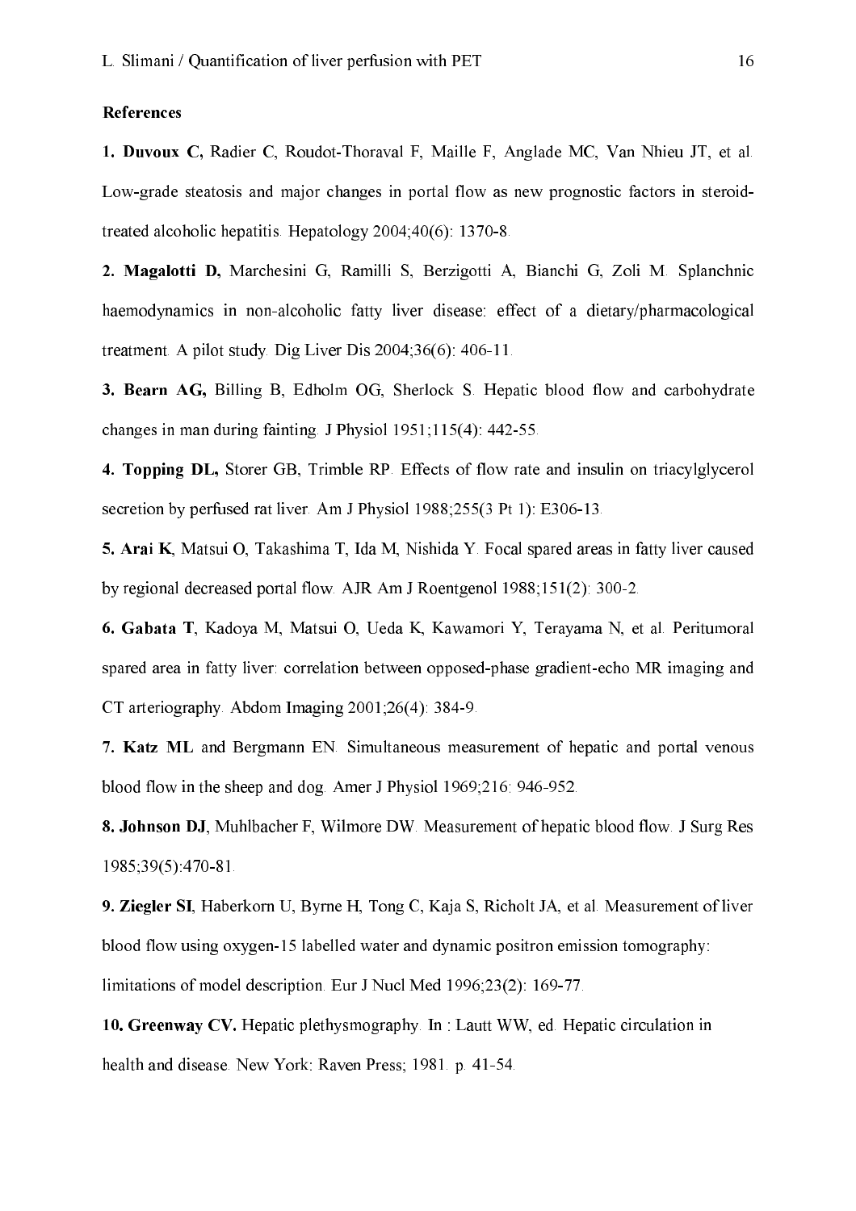**References**

**1. Duvoux C,** Radier C, Roudot-Thoraval F, Maille F, Anglade MC, Van Nhieu JT, et al. Low-grade steatosis and major changes in portal flow as new prognostic factors in steroid-treated alcoholic hepatitis. Hepatology 2004;40(6): 1370-8.

**2. Magalotti D,** Marchesini G, Ramilli S, Berzigotti A, Bianchi G, Zoli M. Splanchnic haemodynamics in non-alcoholic fatty liver disease: effect of a dietary/pharmacological treatment. A pilot study. Dig Liver Dis 2004;36(6): 406-11.

**3. Bearn AG,** Billing B, Edholm OG, Sherlock S. Hepatic blood flow and carbohydrate changes in man during fainting. J Physiol 1951;115(4): 442-55.

**4. Topping DL,** Storer GB, Trimble RP. Effects of flow rate and insulin on triacylglycerol secretion by perfused rat liver. Am J Physiol 1988;255(3 Pt 1): E306-13.

**5. Arai K**, Matsui O, Takashima T, Ida M, Nishida Y. Focal spared areas in fatty liver caused by regional decreased portal flow. AJR Am J Roentgenol 1988;151(2): 300-2.

**6. Gabata T**, Kadoya M, Matsui O, Ueda K, Kawamori Y, Terayama N, et al. Peritumoral spared area in fatty liver: correlation between opposed-phase gradient-echo MR imaging and CT arteriography. Abdom Imaging 2001;26(4): 384-9.

**7. Katz ML** and Bergmann EN. Simultaneous measurement of hepatic and portal venous blood flow in the sheep and dog. Amer J Physiol 1969;216: 946-952.

**8. Johnson DJ**, Muhlbacher F, Wilmore DW. Measurement of hepatic blood flow. J Surg Res 1985;39(5):470-81.

**9. Ziegler SI**, Haberkorn U, Byrne H, Tong C, Kaja S, Richolt JA, et al. Measurement of liver blood flow using oxygen-15 labelled water and dynamic positron emission tomography: limitations of model description. Eur J Nucl Med 1996;23(2): 169-77.

**10. Greenway CV.** Hepatic plethysmography. In : Lautt WW, ed. Hepatic circulation in health and disease. New York: Raven Press; 1981. p. 41-54.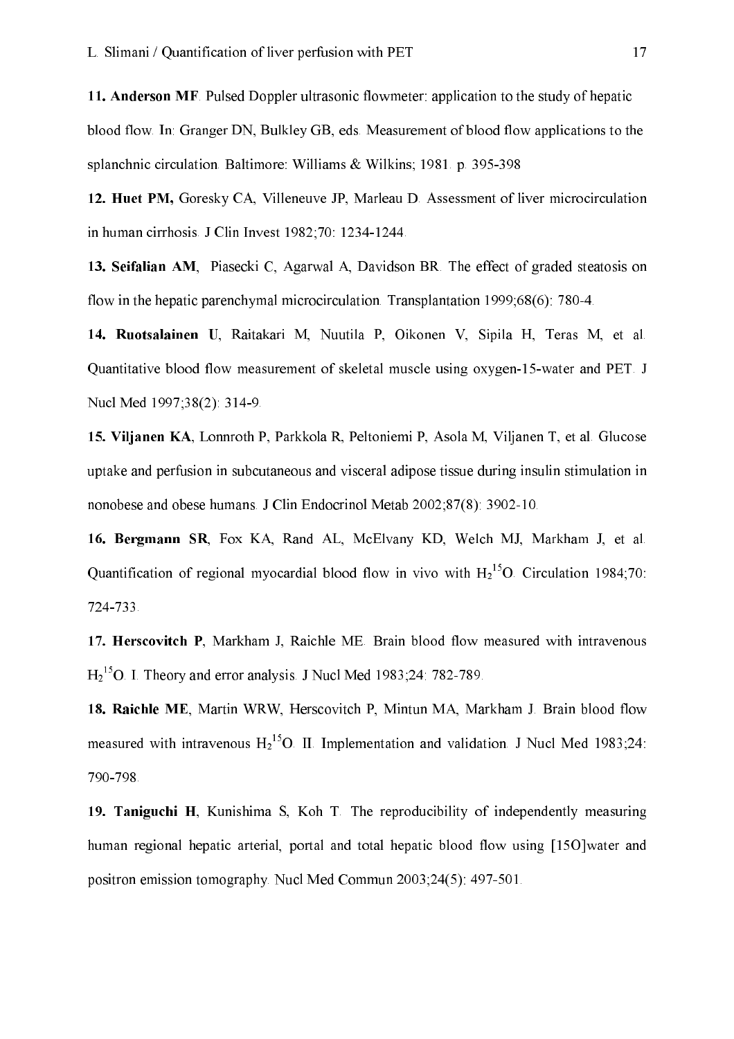**11. Anderson MF**. Pulsed Doppler ultrasonic flowmeter: application to the study of hepatic blood flow. In: Granger DN, Bulkley GB, eds. Measurement of blood flow applications to the splanchnic circulation. Baltimore: Williams & Wilkins; 1981. p. 395-398

**12. Huet PM,** Goresky CA, Villeneuve JP, Marleau D. Assessment of liver microcirculation in human cirrhosis. J Clin Invest 1982;70: 1234-1244.

**13. Seifalian AM**, Piasecki C, Agarwal A, Davidson BR. The effect of graded steatosis on flow in the hepatic parenchymal microcirculation. Transplantation 1999;68(6): 780-4.

**14. Ruotsalainen U**, Raitakari M, Nuutila P, Oikonen V, Sipila H, Teras M, et al. Quantitative blood flow measurement of skeletal muscle using oxygen-15-water and PET. J Nucl Med 1997;38(2): 314-9.

**15. Viljanen KA**, Lonnroth P, Parkkola R, Peltoniemi P, Asola M, Viljanen T, et al. Glucose uptake and perfusion in subcutaneous and visceral adipose tissue during insulin stimulation in nonobese and obese humans. J Clin Endocrinol Metab 2002;87(8): 3902-10.

**16. Bergmann SR**, Fox KA, Rand AL, McElvany KD, Welch MJ, Markham J, et al. Quantification of regional myocardial blood flow in vivo with $H_2{}^{15}O$. Circulation 1984;70: 724-733.

**17. Herscovitch P**, Markham J, Raichle ME. Brain blood flow measured with intravenous $H_2{}^{15}O$. I. Theory and error analysis. J Nucl Med 1983;24: 782-789.

**18. Raichle ME**, Martin WRW, Herscovitch P, Mintun MA, Markham J. Brain blood flow measured with intravenous $H_2{}^{15}O$. II. Implementation and validation. J Nucl Med 1983;24: 790-798.

**19. Taniguchi H**, Kunishima S, Koh T. The reproducibility of independently measuring human regional hepatic arterial, portal and total hepatic blood flow using [15O]water and positron emission tomography. Nucl Med Commun 2003;24(5): 497-501.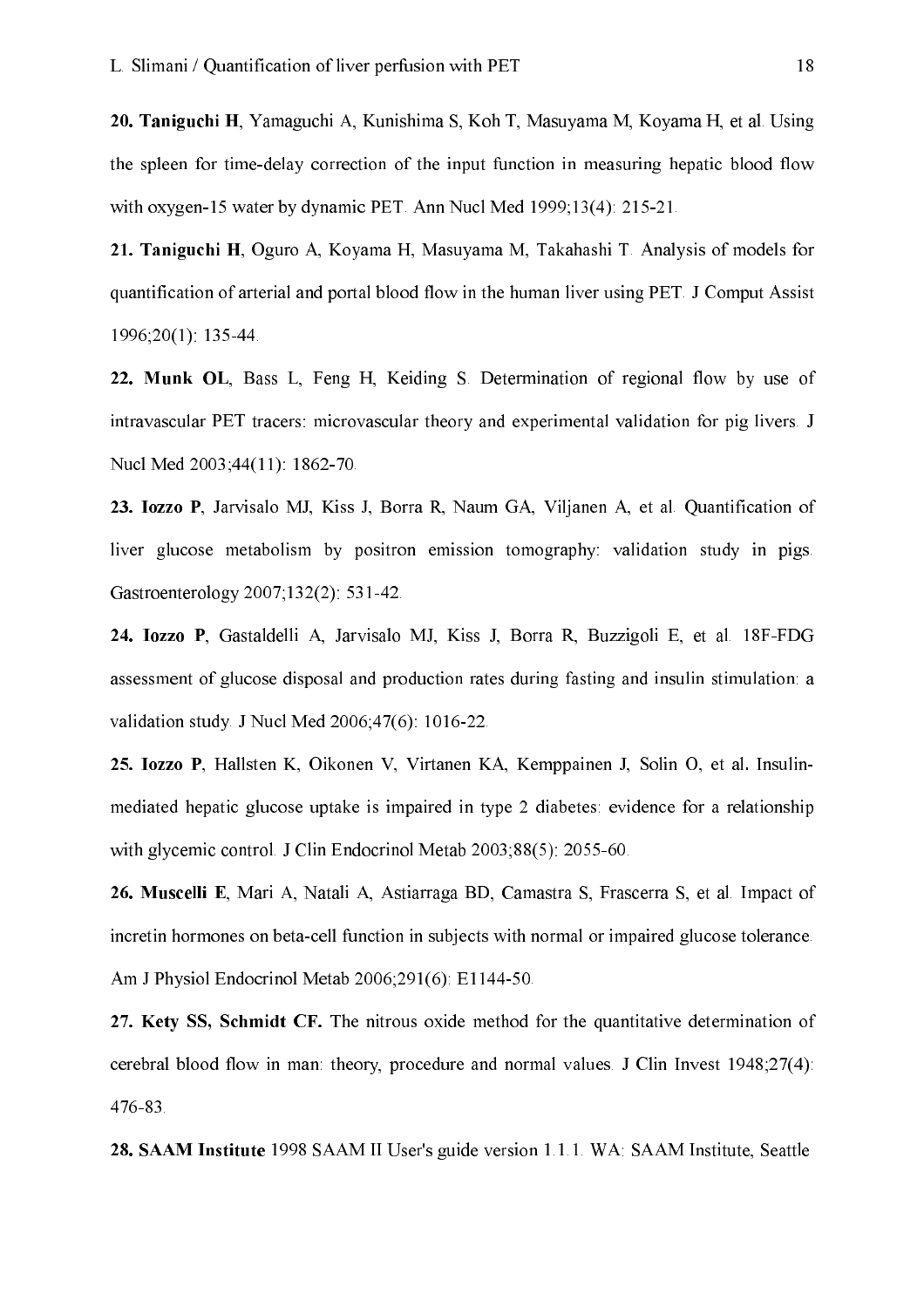**20. Taniguchi H**, Yamaguchi A, Kunishima S, Koh T, Masuyama M, Koyama H, et al. Using the spleen for time-delay correction of the input function in measuring hepatic blood flow with oxygen-15 water by dynamic PET. Ann Nucl Med 1999;13(4): 215-21.

**21. Taniguchi H**, Oguro A, Koyama H, Masuyama M, Takahashi T. Analysis of models for quantification of arterial and portal blood flow in the human liver using PET. J Comput Assist 1996;20(1): 135-44.

**22. Munk OL**, Bass L, Feng H, Keiding S. Determination of regional flow by use of intravascular PET tracers: microvascular theory and experimental validation for pig livers. J Nucl Med 2003;44(11): 1862-70.

**23. Iozzo P**, Jarvisalo MJ, Kiss J, Borra R, Naum GA, Viljanen A, et al. Quantification of liver glucose metabolism by positron emission tomography: validation study in pigs. Gastroenterology 2007;132(2): 531-42.

**24. Iozzo P**, Gastaldelli A, Jarvisalo MJ, Kiss J, Borra R, Buzzigoli E, et al. 18F-FDG assessment of glucose disposal and production rates during fasting and insulin stimulation: a validation study. J Nucl Med 2006;47(6): 1016-22.

**25. Iozzo P**, Hallsten K, Oikonen V, Virtanen KA, Kemppainen J, Solin O, et al. Insulin-mediated hepatic glucose uptake is impaired in type 2 diabetes: evidence for a relationship with glycemic control. J Clin Endocrinol Metab 2003;88(5): 2055-60.

**26. Muscelli E**, Mari A, Natali A, Astiarraga BD, Camastra S, Frascerra S, et al. Impact of incretin hormones on beta-cell function in subjects with normal or impaired glucose tolerance. Am J Physiol Endocrinol Metab 2006;291(6): E1144-50.

**27. Kety SS, Schmidt CF.** The nitrous oxide method for the quantitative determination of cerebral blood flow in man: theory, procedure and normal values. J Clin Invest 1948;27(4): 476-83.

**28. SAAM Institute** 1998 SAAM II User's guide version 1.1.1. WA: SAAM Institute, Seattle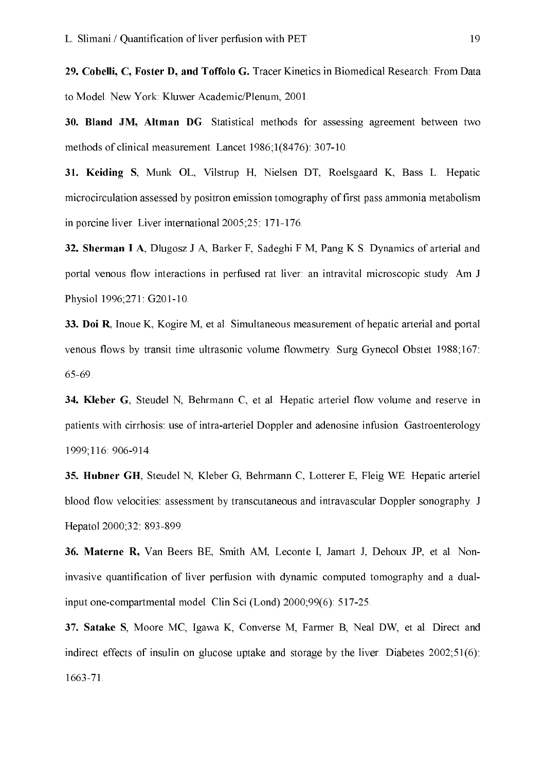**29. Cobelli, C, Foster D, and Toffolo G.** Tracer Kinetics in Biomedical Research: From Data to Model. New York: Kluwer Academic/Plenum, 2001.

**30. Bland JM, Altman DG**. Statistical methods for assessing agreement between two methods of clinical measurement. Lancet 1986;1(8476): 307-10.

**31. Keiding S**, Munk OL, Vilstrup H, Nielsen DT, Roelsgaard K, Bass L. Hepatic microcirculation assessed by positron emission tomography of first pass ammonia metabolism in porcine liver. Liver international 2005;25: 171-176.

**32. Sherman I A**, Dlugosz J A, Barker F, Sadeghi F M, Pang K S. Dynamics of arterial and portal venous flow interactions in perfused rat liver: an intravital microscopic study. Am J Physiol 1996;271: G201-10.

**33. Doi R**, Inoue K, Kogire M, et al. Simultaneous measurement of hepatic arterial and portal venous flows by transit time ultrasonic volume flowmetry. Surg Gynecol Obstet 1988;167: 65-69.

**34. Kleber G**, Steudel N, Behrmann C, et al. Hepatic arteriel flow volume and reserve in patients with cirrhosis: use of intra-arteriel Doppler and adenosine infusion. Gastroenterology 1999;116: 906-914.

**35. Hubner GH**, Steudel N, Kleber G, Behrmann C, Lotterer E, Fleig WE. Hepatic arteriel blood flow velocities: assessment by transcutaneous and intravascular Doppler sonography. J Hepatol 2000;32: 893-899.

**36. Materne R,** Van Beers BE, Smith AM, Leconte I, Jamart J, Dehoux JP, et al. Non-invasive quantification of liver perfusion with dynamic computed tomography and a dual-input one-compartmental model. Clin Sci (Lond) 2000;99(6): 517-25.

**37. Satake S**, Moore MC, Igawa K, Converse M, Farmer B, Neal DW, et al. Direct and indirect effects of insulin on glucose uptake and storage by the liver. Diabetes 2002;51(6): 1663-71.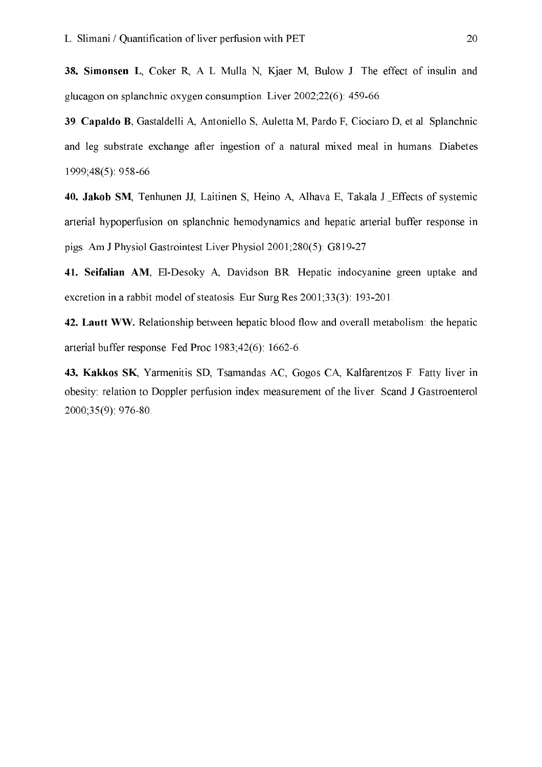**38. Simonsen L**, Coker R, A L Mulla N, Kjaer M, Bulow J. The effect of insulin and glucagon on splanchnic oxygen consumption. Liver 2002;22(6): 459-66.

39. **Capaldo B**, Gastaldelli A, Antoniello S, Auletta M, Pardo F, Ciociaro D, et al. Splanchnic and leg substrate exchange after ingestion of a natural mixed meal in humans. Diabetes 1999;48(5): 958-66

**40. Jakob SM**, Tenhunen JJ, Laitinen S, Heino A, Alhava E, Takala J. Effects of systemic arterial hypoperfusion on splanchnic hemodynamics and hepatic arterial buffer response in pigs. Am J Physiol Gastrointest Liver Physiol 2001;280(5): G819-27

**41. Seifalian AM**, El-Desoky A, Davidson BR. Hepatic indocyanine green uptake and excretion in a rabbit model of steatosis. Eur Surg Res 2001;33(3): 193-201.

**42. Lautt WW.** Relationship between hepatic blood flow and overall metabolism: the hepatic arterial buffer response. Fed Proc 1983;42(6): 1662-6.

**43. Kakkos SK**, Yarmenitis SD, Tsamandas AC, Gogos CA, Kalfarentzos F. Fatty liver in obesity: relation to Doppler perfusion index measurement of the liver. Scand J Gastroenterol 2000;35(9): 976-80.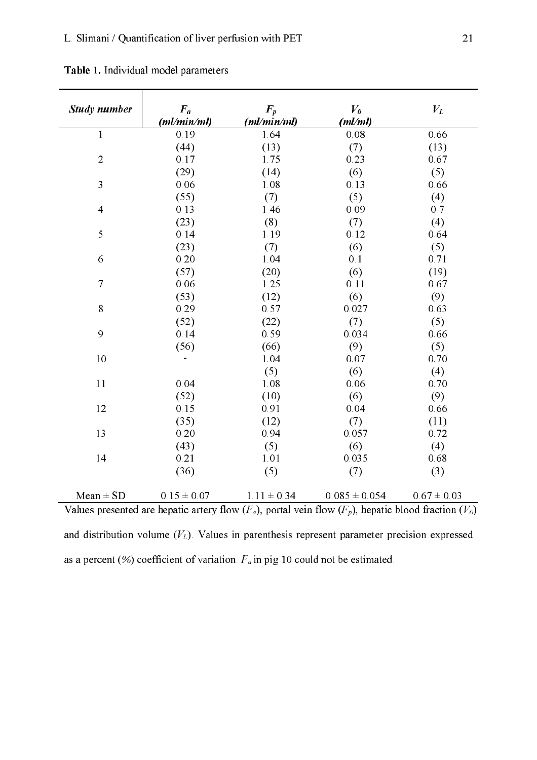**Table 1.** Individual model parameters

| ***Study number*** | $F_a$ ***(ml/min/ml)*** | $F_p$ ***(ml/min/ml)*** | $V_0$ ***(ml/ml)*** | $V_L$ |
|---|---|---|---|---|
| 1 | 0.19 | 1.64 | 0.08 | 0.66 |
| | (44) | (13) | (7) | (13) |
| 2 | 0.17 | 1.75 | 0.23 | 0.67 |
| | (29) | (14) | (6) | (5) |
| 3 | 0.06 | 1.08 | 0.13 | 0.66 |
| | (55) | (7) | (5) | (4) |
| 4 | 0.13 | 1.46 | 0.09 | 0.7 |
| | (23) | (8) | (7) | (4) |
| 5 | 0.14 | 1.19 | 0.12 | 0.64 |
| | (23) | (7) | (6) | (5) |
| 6 | 0.20 | 1.04 | 0.1 | 0.71 |
| | (57) | (20) | (6) | (19) |
| 7 | 0.06 | 1.25 | 0.11 | 0.67 |
| | (53) | (12) | (6) | (9) |
| 8 | 0.29 | 0.57 | 0.027 | 0.63 |
| | (52) | (22) | (7) | (5) |
| 9 | 0.14 | 0.59 | 0.034 | 0.66 |
| | (56) | (66) | (9) | (5) |
| 10 | - | 1.04 | 0.07 | 0.70 |
| | | (5) | (6) | (4) |
| 11 | 0.04 | 1.08 | 0.06 | 0.70 |
| | (52) | (10) | (6) | (9) |
| 12 | 0.15 | 0.91 | 0.04 | 0.66 |
| | (35) | (12) | (7) | (11) |
| 13 | 0.20 | 0.94 | 0.057 | 0.72 |
| | (43) | (5) | (6) | (4) |
| 14 | 0.21 | 1.01 | 0.035 | 0.68 |
| | (36) | (5) | (7) | (3) |
| Mean ± SD | 0.15 ± 0.07 | 1.11 ± 0.34 | 0.085 ± 0.054 | 0.67 ± 0.03 |

Values presented are hepatic artery flow ($F_a$), portal vein flow ($F_p$), hepatic blood fraction ($V_0$) and distribution volume ($V_L$). Values in parenthesis represent parameter precision expressed as a percent (%) coefficient of variation. $F_a$ in pig 10 could not be estimated.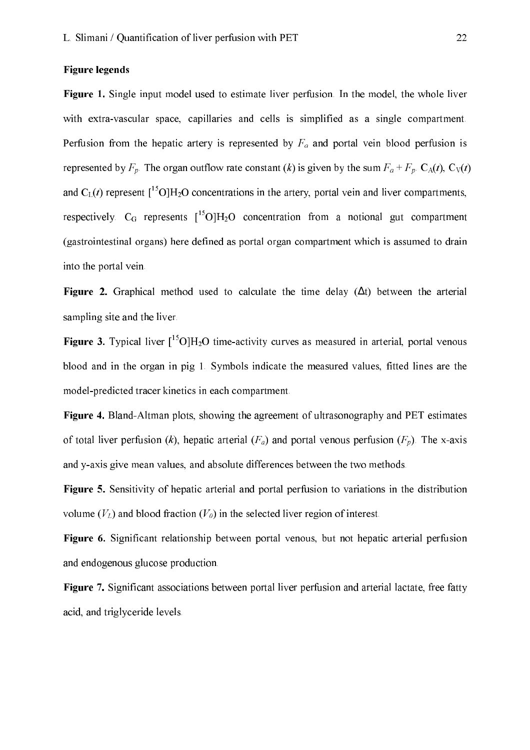**Figure legends**

**Figure 1.** Single input model used to estimate liver perfusion. In the model, the whole liver with extra-vascular space, capillaries and cells is simplified as a single compartment. Perfusion from the hepatic artery is represented by $F_a$ and portal vein blood perfusion is represented by $F_p$. The organ outflow rate constant (*k*) is given by the sum $F_a + F_p$. $C_A(t)$, $C_V(t)$ and $C_L(t)$ represent $[^{15}O]H_2O$ concentrations in the artery, portal vein and liver compartments, respectively. $C_G$ represents $[^{15}O]H_2O$ concentration from a notional gut compartment (gastrointestinal organs) here defined as portal organ compartment which is assumed to drain into the portal vein.

**Figure 2.** Graphical method used to calculate the time delay ($\Delta$t) between the arterial sampling site and the liver.

**Figure 3.** Typical liver $[^{15}O]H_2O$ time-activity curves as measured in arterial, portal venous blood and in the organ in pig 1. Symbols indicate the measured values, fitted lines are the model-predicted tracer kinetics in each compartment.

**Figure 4.** Bland-Altman plots, showing the agreement of ultrasonography and PET estimates of total liver perfusion (*k*), hepatic arterial ($F_a$) and portal venous perfusion ($F_p$). The x-axis and y-axis give mean values, and absolute differences between the two methods.

**Figure 5.** Sensitivity of hepatic arterial and portal perfusion to variations in the distribution volume ($V_L$) and blood fraction ($V_0$) in the selected liver region of interest.

**Figure 6.** Significant relationship between portal venous, but not hepatic arterial perfusion and endogenous glucose production.

**Figure 7.** Significant associations between portal liver perfusion and arterial lactate, free fatty acid, and triglyceride levels.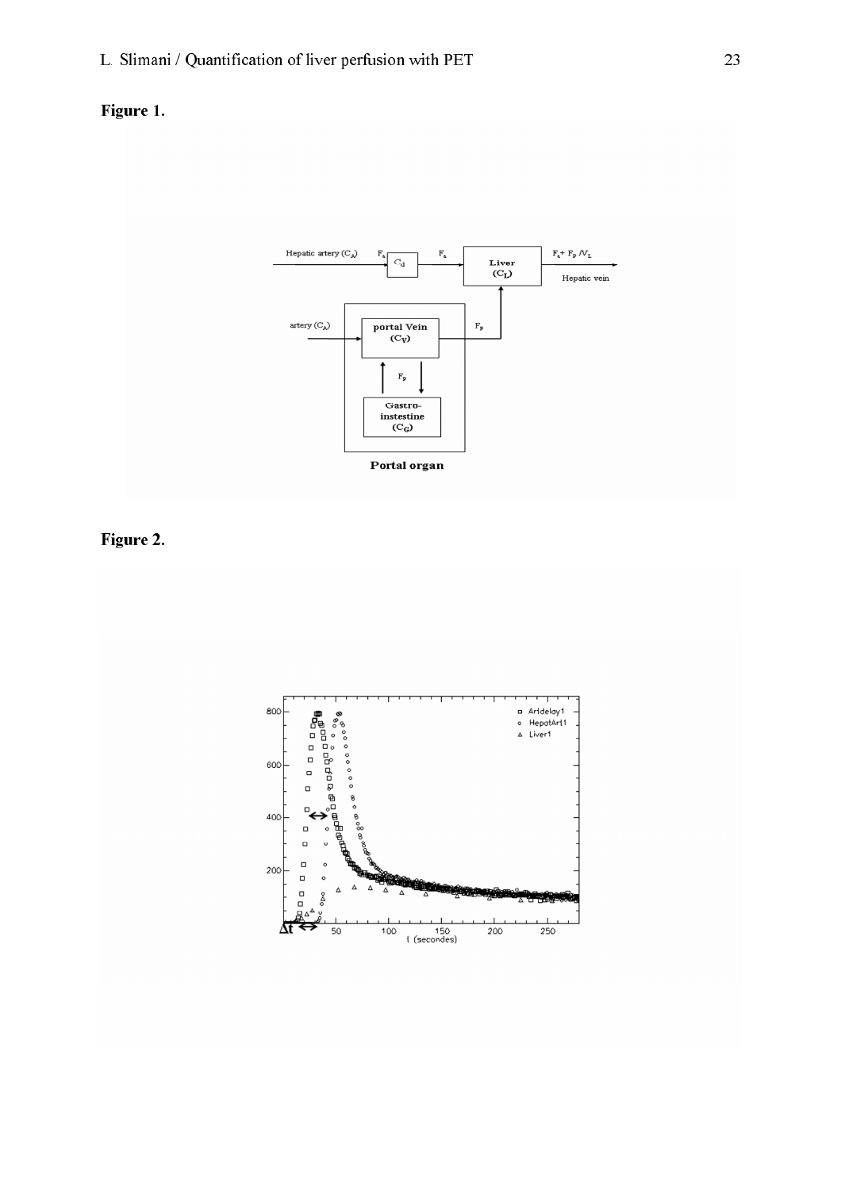**Figure 1.**

**Figure 2.**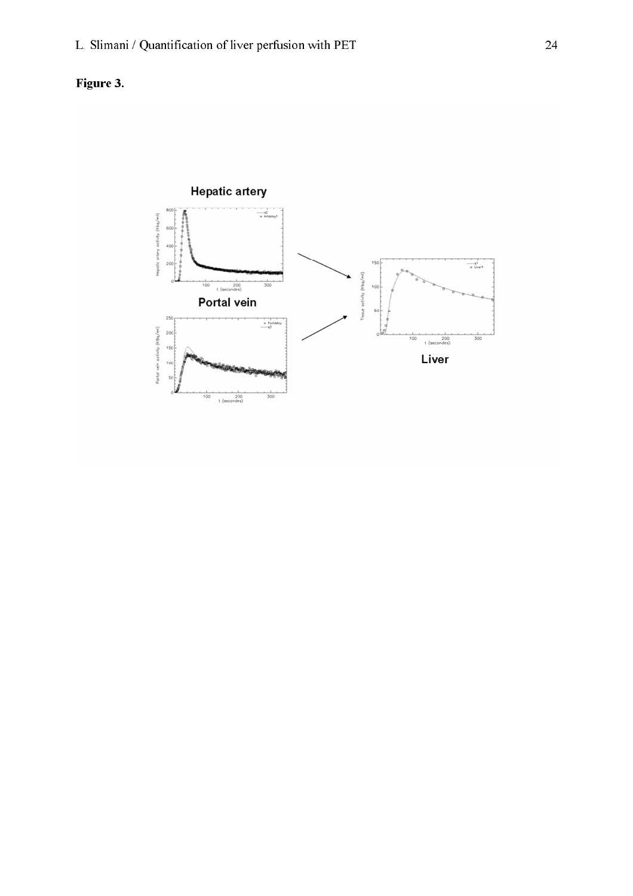**Figure 3.**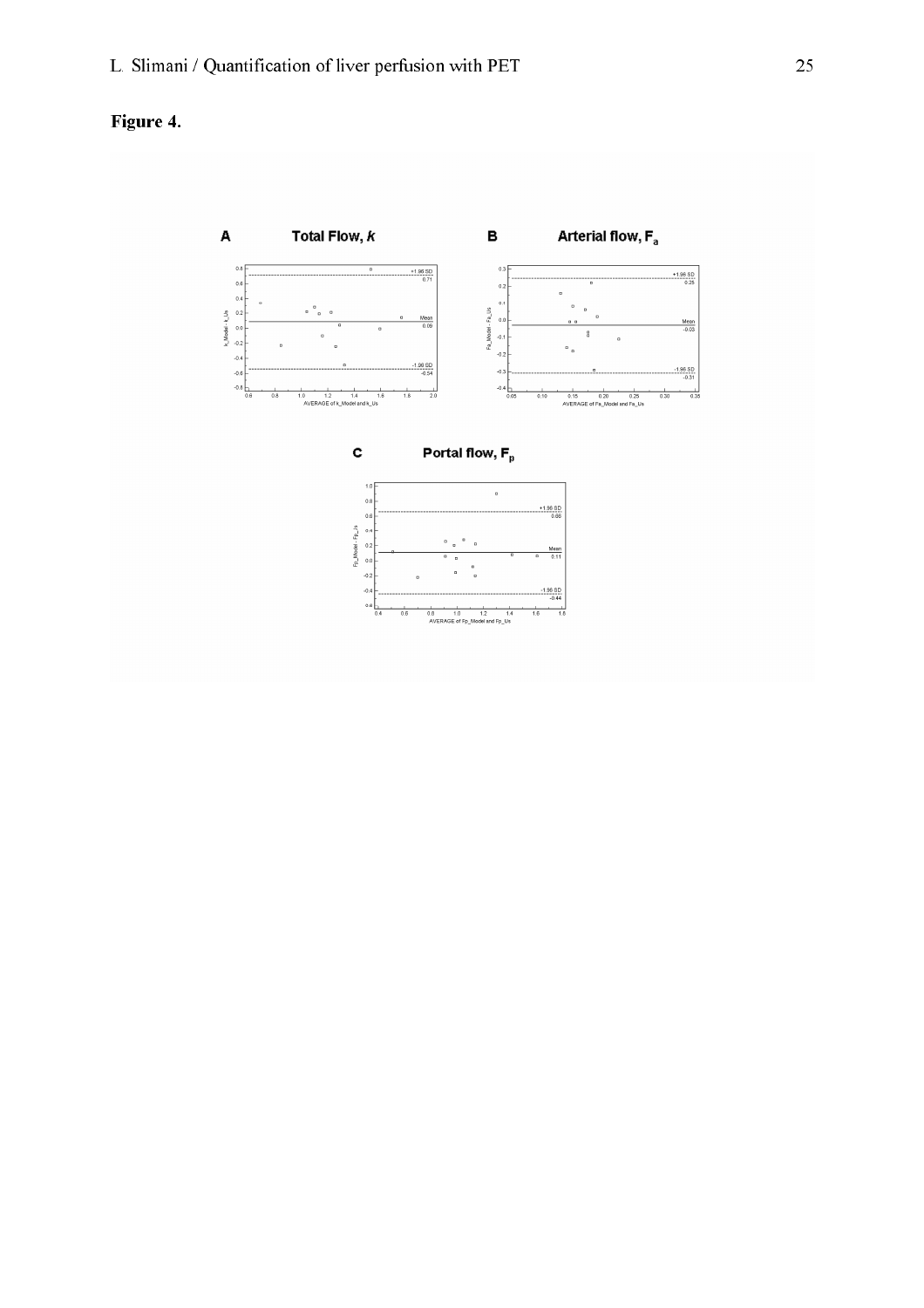**Figure 4.**

**A** **Total Flow, *k***

**B** **Arterial flow, $F_a$**

**C** **Portal flow, $F_p$**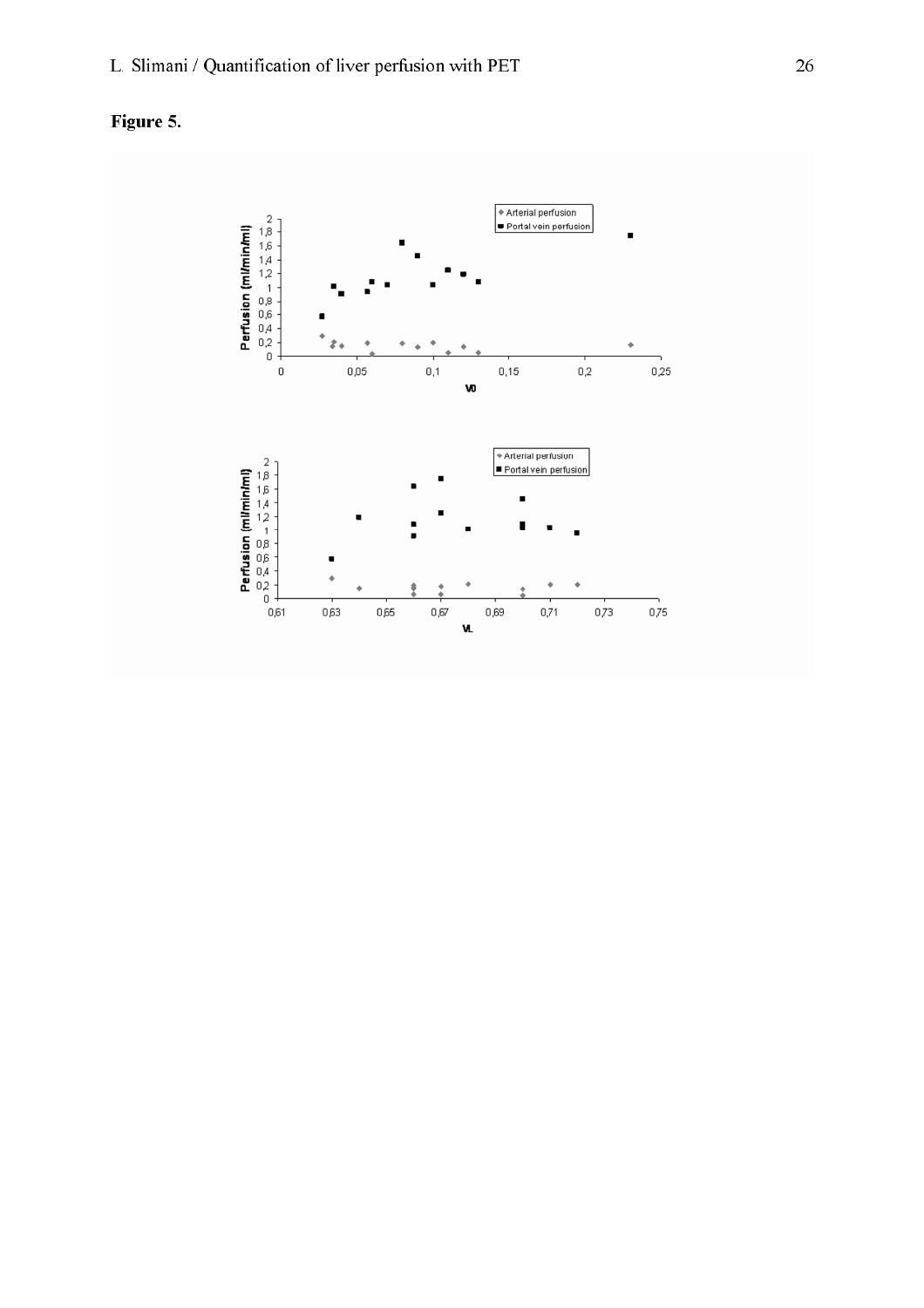**Figure 5.**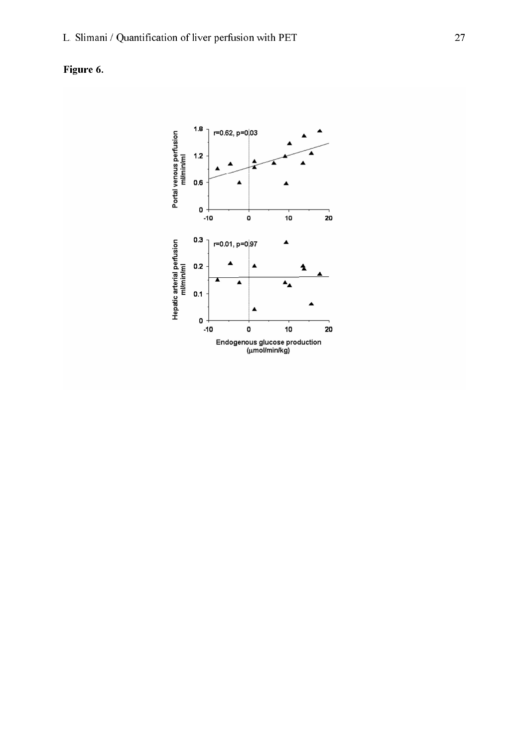**Figure 6.**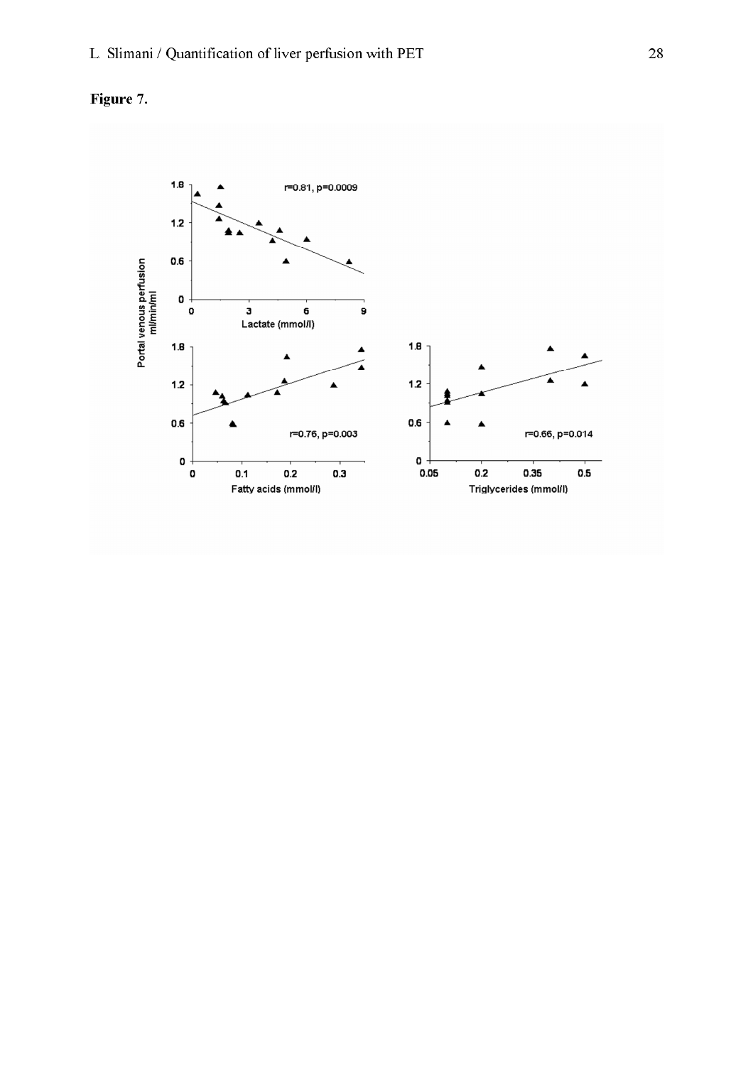**Figure 7.**

Portal venous perfusion
ml/min/ml

1.8
1.2
0.6
0

0
3
6
9

Lactate (mmol/l)

r=0.81, p=0.0009

1.8
1.2
0.6
0

0
0.1
0.2
0.3

Fatty acids (mmol/l)

r=0.76, p=0.003

1.8
1.2
0.6
0

0.05
0.2
0.35
0.5

Triglycerides (mmol/l)

r=0.66, p=0.014